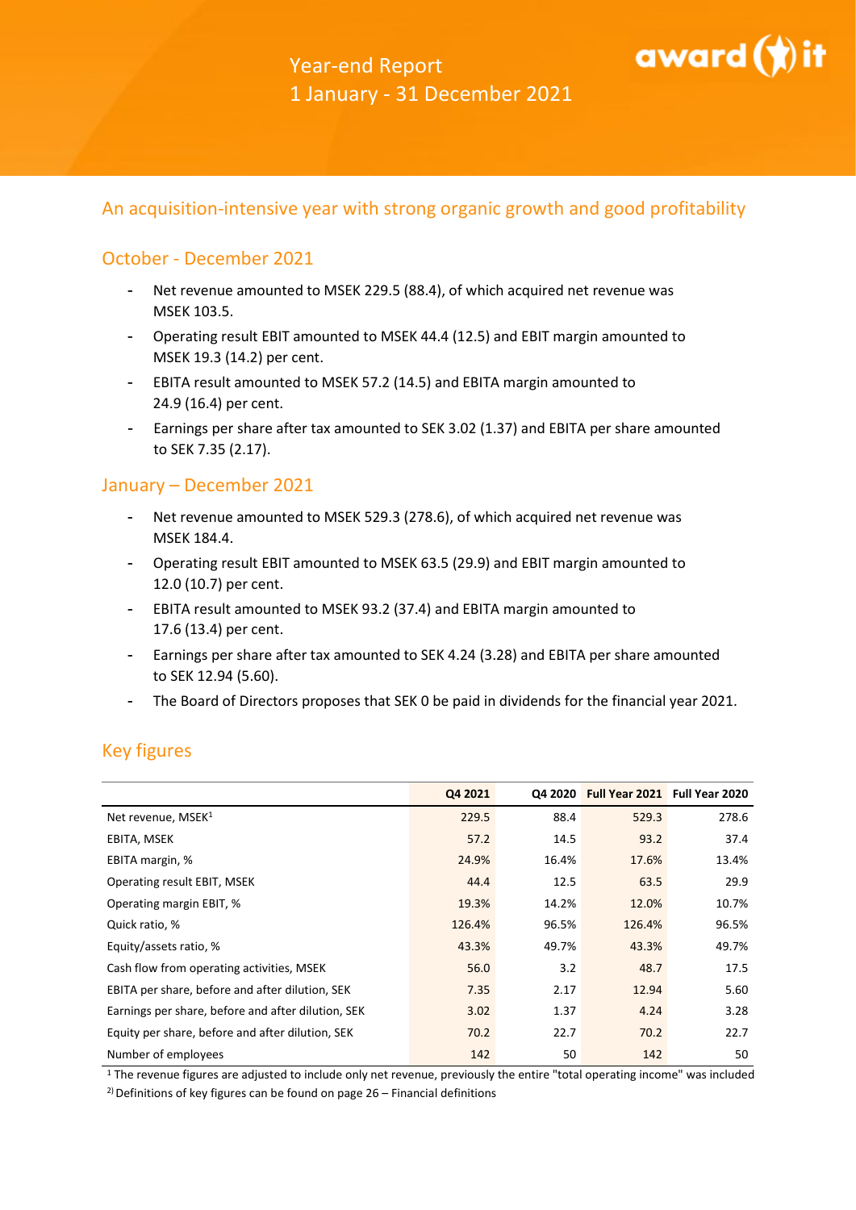# Year-end Report
1 January - 31 December 2021

award(✱)it

## An acquisition-intensive year with strong organic growth and good profitability

### October - December 2021

- Net revenue amounted to MSEK 229.5 (88.4), of which acquired net revenue was MSEK 103.5.
- Operating result EBIT amounted to MSEK 44.4 (12.5) and EBIT margin amounted to MSEK 19.3 (14.2) per cent.
- EBITA result amounted to MSEK 57.2 (14.5) and EBITA margin amounted to 24.9 (16.4) per cent.
- Earnings per share after tax amounted to SEK 3.02 (1.37) and EBITA per share amounted to SEK 7.35 (2.17).

### January – December 2021

- Net revenue amounted to MSEK 529.3 (278.6), of which acquired net revenue was MSEK 184.4.
- Operating result EBIT amounted to MSEK 63.5 (29.9) and EBIT margin amounted to 12.0 (10.7) per cent.
- EBITA result amounted to MSEK 93.2 (37.4) and EBITA margin amounted to 17.6 (13.4) per cent.
- Earnings per share after tax amounted to SEK 4.24 (3.28) and EBITA per share amounted to SEK 12.94 (5.60).
- The Board of Directors proposes that SEK 0 be paid in dividends for the financial year 2021.

## Key figures

| | Q4 2021 | Q4 2020 | Full Year 2021 | Full Year 2020 |
|---|---|---|---|---|
| Net revenue, MSEK[1] | 229.5 | 88.4 | 529.3 | 278.6 |
| EBITA, MSEK | 57.2 | 14.5 | 93.2 | 37.4 |
| EBITA margin, % | 24.9% | 16.4% | 17.6% | 13.4% |
| Operating result EBIT, MSEK | 44.4 | 12.5 | 63.5 | 29.9 |
| Operating margin EBIT, % | 19.3% | 14.2% | 12.0% | 10.7% |
| Quick ratio, % | 126.4% | 96.5% | 126.4% | 96.5% |
| Equity/assets ratio, % | 43.3% | 49.7% | 43.3% | 49.7% |
| Cash flow from operating activities, MSEK | 56.0 | 3.2 | 48.7 | 17.5 |
| EBITA per share, before and after dilution, SEK | 7.35 | 2.17 | 12.94 | 5.60 |
| Earnings per share, before and after dilution, SEK | 3.02 | 1.37 | 4.24 | 3.28 |
| Equity per share, before and after dilution, SEK | 70.2 | 22.7 | 70.2 | 22.7 |
| Number of employees | 142 | 50 | 142 | 50 |

[1] The revenue figures are adjusted to include only net revenue, previously the entire "total operating income" was included

[2)] Definitions of key figures can be found on page 26 – Financial definitions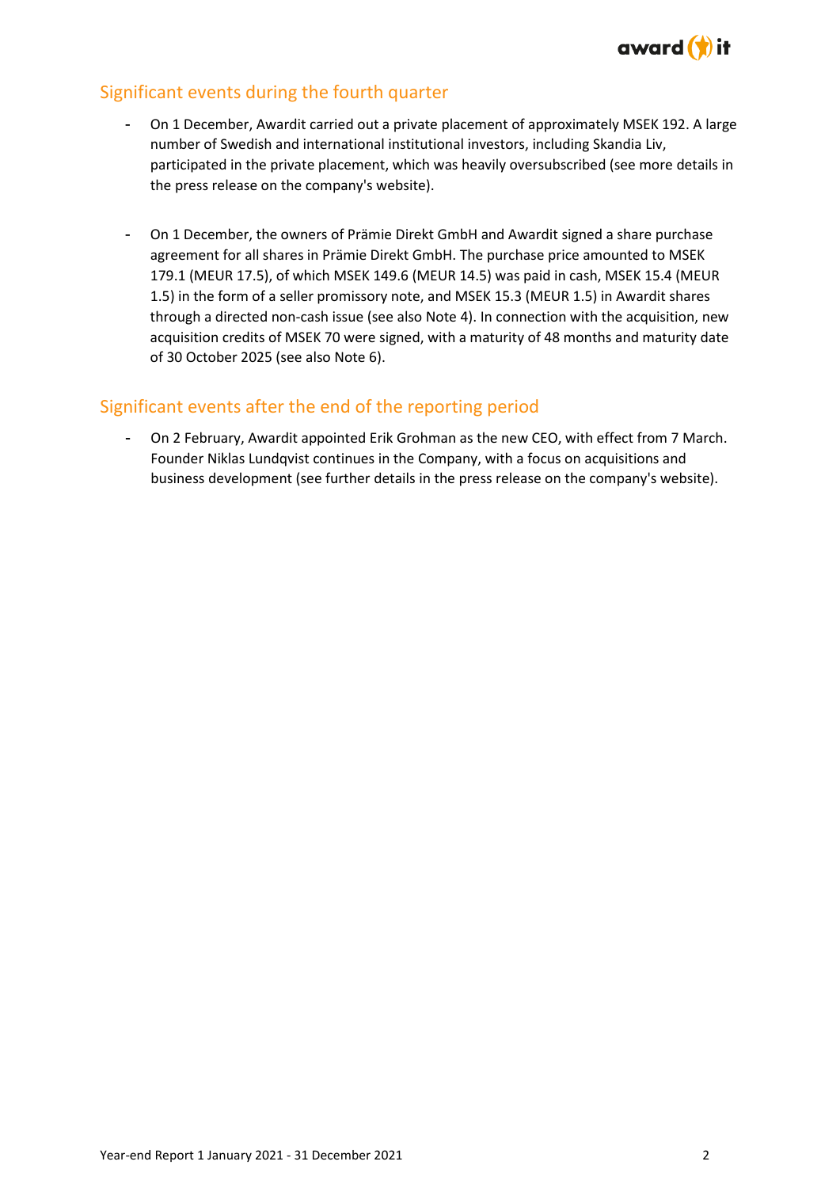## Significant events during the fourth quarter

- On 1 December, Awardit carried out a private placement of approximately MSEK 192. A large number of Swedish and international institutional investors, including Skandia Liv, participated in the private placement, which was heavily oversubscribed (see more details in the press release on the company's website).

- On 1 December, the owners of Prämie Direkt GmbH and Awardit signed a share purchase agreement for all shares in Prämie Direkt GmbH. The purchase price amounted to MSEK 179.1 (MEUR 17.5), of which MSEK 149.6 (MEUR 14.5) was paid in cash, MSEK 15.4 (MEUR 1.5) in the form of a seller promissory note, and MSEK 15.3 (MEUR 1.5) in Awardit shares through a directed non-cash issue (see also Note 4). In connection with the acquisition, new acquisition credits of MSEK 70 were signed, with a maturity of 48 months and maturity date of 30 October 2025 (see also Note 6).

## Significant events after the end of the reporting period

- On 2 February, Awardit appointed Erik Grohman as the new CEO, with effect from 7 March. Founder Niklas Lundqvist continues in the Company, with a focus on acquisitions and business development (see further details in the press release on the company's website).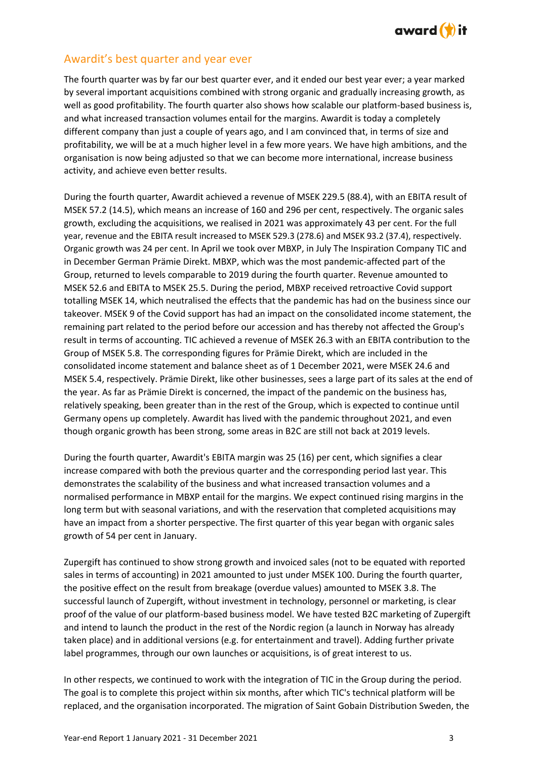## Awardit's best quarter and year ever

The fourth quarter was by far our best quarter ever, and it ended our best year ever; a year marked by several important acquisitions combined with strong organic and gradually increasing growth, as well as good profitability. The fourth quarter also shows how scalable our platform-based business is, and what increased transaction volumes entail for the margins. Awardit is today a completely different company than just a couple of years ago, and I am convinced that, in terms of size and profitability, we will be at a much higher level in a few more years. We have high ambitions, and the organisation is now being adjusted so that we can become more international, increase business activity, and achieve even better results.

During the fourth quarter, Awardit achieved a revenue of MSEK 229.5 (88.4), with an EBITA result of MSEK 57.2 (14.5), which means an increase of 160 and 296 per cent, respectively. The organic sales growth, excluding the acquisitions, we realised in 2021 was approximately 43 per cent. For the full year, revenue and the EBITA result increased to MSEK 529.3 (278.6) and MSEK 93.2 (37.4), respectively. Organic growth was 24 per cent. In April we took over MBXP, in July The Inspiration Company TIC and in December German Prämie Direkt. MBXP, which was the most pandemic-affected part of the Group, returned to levels comparable to 2019 during the fourth quarter. Revenue amounted to MSEK 52.6 and EBITA to MSEK 25.5. During the period, MBXP received retroactive Covid support totalling MSEK 14, which neutralised the effects that the pandemic has had on the business since our takeover. MSEK 9 of the Covid support has had an impact on the consolidated income statement, the remaining part related to the period before our accession and has thereby not affected the Group's result in terms of accounting. TIC achieved a revenue of MSEK 26.3 with an EBITA contribution to the Group of MSEK 5.8. The corresponding figures for Prämie Direkt, which are included in the consolidated income statement and balance sheet as of 1 December 2021, were MSEK 24.6 and MSEK 5.4, respectively. Prämie Direkt, like other businesses, sees a large part of its sales at the end of the year. As far as Prämie Direkt is concerned, the impact of the pandemic on the business has, relatively speaking, been greater than in the rest of the Group, which is expected to continue until Germany opens up completely. Awardit has lived with the pandemic throughout 2021, and even though organic growth has been strong, some areas in B2C are still not back at 2019 levels.

During the fourth quarter, Awardit's EBITA margin was 25 (16) per cent, which signifies a clear increase compared with both the previous quarter and the corresponding period last year. This demonstrates the scalability of the business and what increased transaction volumes and a normalised performance in MBXP entail for the margins. We expect continued rising margins in the long term but with seasonal variations, and with the reservation that completed acquisitions may have an impact from a shorter perspective. The first quarter of this year began with organic sales growth of 54 per cent in January.

Zupergift has continued to show strong growth and invoiced sales (not to be equated with reported sales in terms of accounting) in 2021 amounted to just under MSEK 100. During the fourth quarter, the positive effect on the result from breakage (overdue values) amounted to MSEK 3.8. The successful launch of Zupergift, without investment in technology, personnel or marketing, is clear proof of the value of our platform-based business model. We have tested B2C marketing of Zupergift and intend to launch the product in the rest of the Nordic region (a launch in Norway has already taken place) and in additional versions (e.g. for entertainment and travel). Adding further private label programmes, through our own launches or acquisitions, is of great interest to us.

In other respects, we continued to work with the integration of TIC in the Group during the period. The goal is to complete this project within six months, after which TIC's technical platform will be replaced, and the organisation incorporated. The migration of Saint Gobain Distribution Sweden, the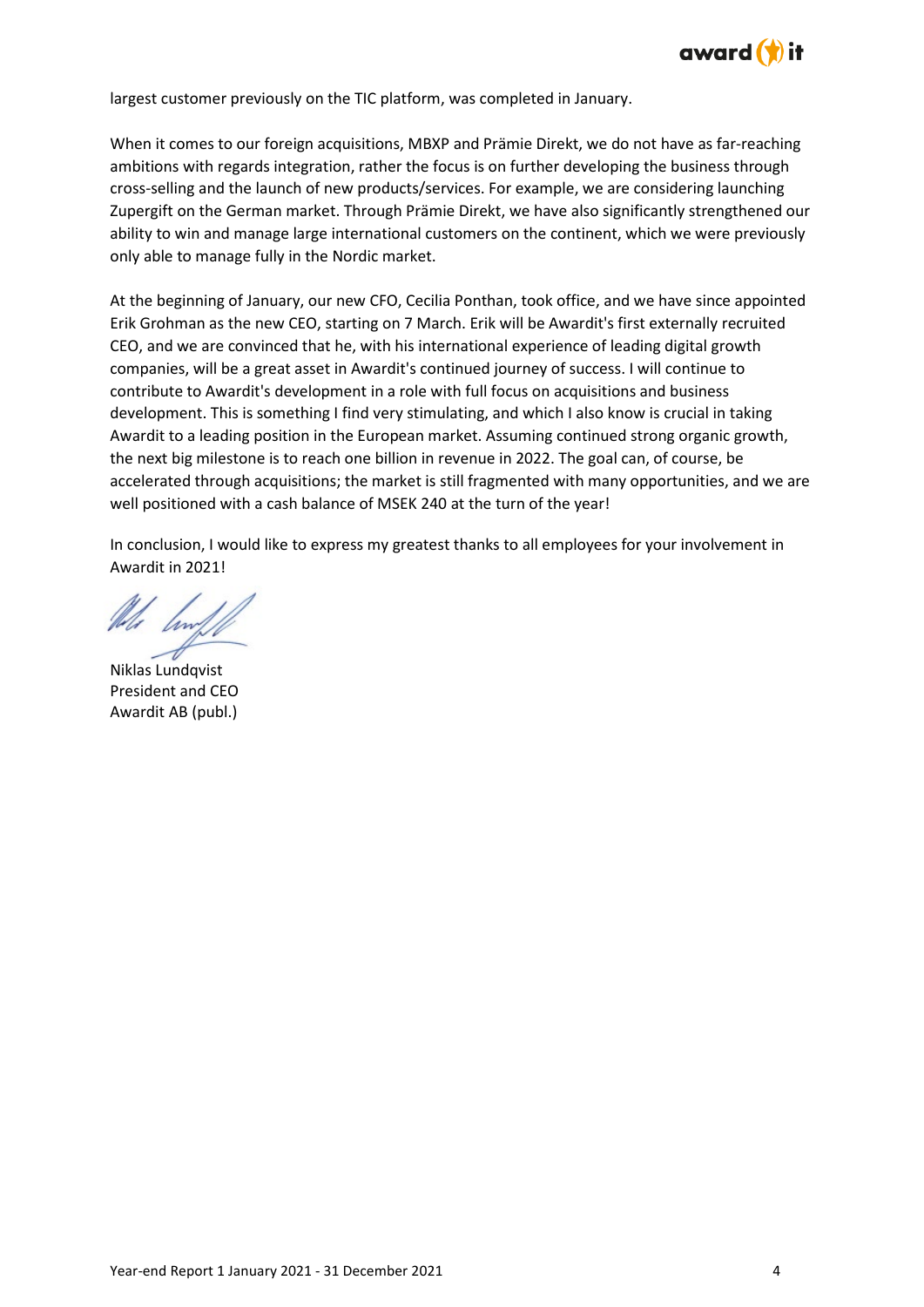largest customer previously on the TIC platform, was completed in January.

When it comes to our foreign acquisitions, MBXP and Prämie Direkt, we do not have as far-reaching ambitions with regards integration, rather the focus is on further developing the business through cross-selling and the launch of new products/services. For example, we are considering launching Zupergift on the German market. Through Prämie Direkt, we have also significantly strengthened our ability to win and manage large international customers on the continent, which we were previously only able to manage fully in the Nordic market.

At the beginning of January, our new CFO, Cecilia Ponthan, took office, and we have since appointed Erik Grohman as the new CEO, starting on 7 March. Erik will be Awardit's first externally recruited CEO, and we are convinced that he, with his international experience of leading digital growth companies, will be a great asset in Awardit's continued journey of success. I will continue to contribute to Awardit's development in a role with full focus on acquisitions and business development. This is something I find very stimulating, and which I also know is crucial in taking Awardit to a leading position in the European market. Assuming continued strong organic growth, the next big milestone is to reach one billion in revenue in 2022. The goal can, of course, be accelerated through acquisitions; the market is still fragmented with many opportunities, and we are well positioned with a cash balance of MSEK 240 at the turn of the year!

In conclusion, I would like to express my greatest thanks to all employees for your involvement in Awardit in 2021!

Niklas Lundqvist  
President and CEO  
Awardit AB (publ.)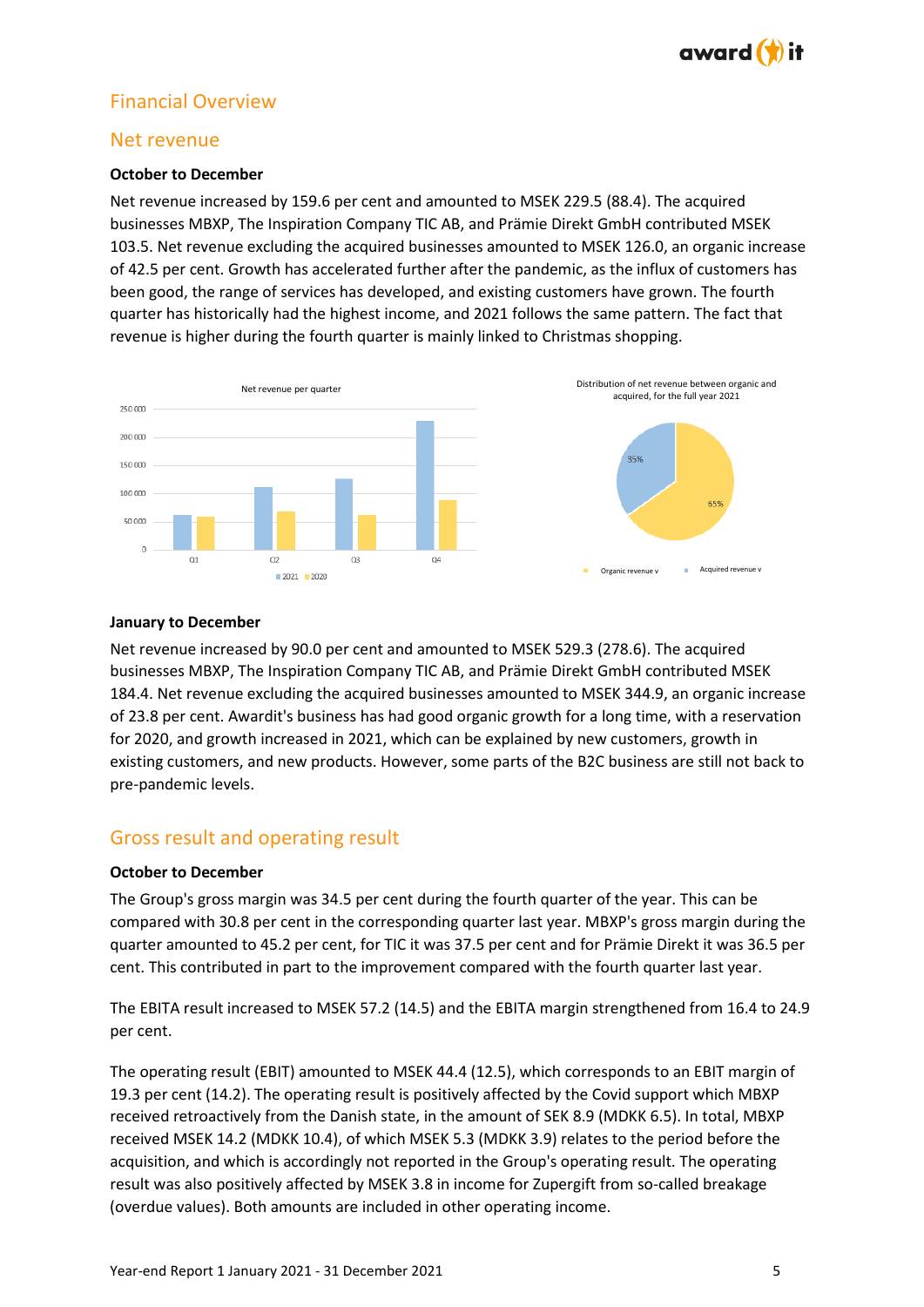## Financial Overview

### Net revenue

**October to December**

Net revenue increased by 159.6 per cent and amounted to MSEK 229.5 (88.4). The acquired businesses MBXP, The Inspiration Company TIC AB, and Prämie Direkt GmbH contributed MSEK 103.5. Net revenue excluding the acquired businesses amounted to MSEK 126.0, an organic increase of 42.5 per cent. Growth has accelerated further after the pandemic, as the influx of customers has been good, the range of services has developed, and existing customers have grown. The fourth quarter has historically had the highest income, and 2021 follows the same pattern. The fact that revenue is higher during the fourth quarter is mainly linked to Christmas shopping.

Net revenue per quarter

250 000
200 000
150 000
100 000
50 000
0

Q1 Q2 Q3 Q4

2021 2020

Distribution of net revenue between organic and acquired, for the full year 2021

35%
65%

Organic revenue v
Acquired revenue v

**January to December**

Net revenue increased by 90.0 per cent and amounted to MSEK 529.3 (278.6). The acquired businesses MBXP, The Inspiration Company TIC AB, and Prämie Direkt GmbH contributed MSEK 184.4. Net revenue excluding the acquired businesses amounted to MSEK 344.9, an organic increase of 23.8 per cent. Awardit's business has had good organic growth for a long time, with a reservation for 2020, and growth increased in 2021, which can be explained by new customers, growth in existing customers, and new products. However, some parts of the B2C business are still not back to pre-pandemic levels.

### Gross result and operating result

**October to December**

The Group's gross margin was 34.5 per cent during the fourth quarter of the year. This can be compared with 30.8 per cent in the corresponding quarter last year. MBXP's gross margin during the quarter amounted to 45.2 per cent, for TIC it was 37.5 per cent and for Prämie Direkt it was 36.5 per cent. This contributed in part to the improvement compared with the fourth quarter last year.

The EBITA result increased to MSEK 57.2 (14.5) and the EBITA margin strengthened from 16.4 to 24.9 per cent.

The operating result (EBIT) amounted to MSEK 44.4 (12.5), which corresponds to an EBIT margin of 19.3 per cent (14.2). The operating result is positively affected by the Covid support which MBXP received retroactively from the Danish state, in the amount of SEK 8.9 (MDKK 6.5). In total, MBXP received MSEK 14.2 (MDKK 10.4), of which MSEK 5.3 (MDKK 3.9) relates to the period before the acquisition, and which is accordingly not reported in the Group's operating result. The operating result was also positively affected by MSEK 3.8 in income for Zupergift from so-called breakage (overdue values). Both amounts are included in other operating income.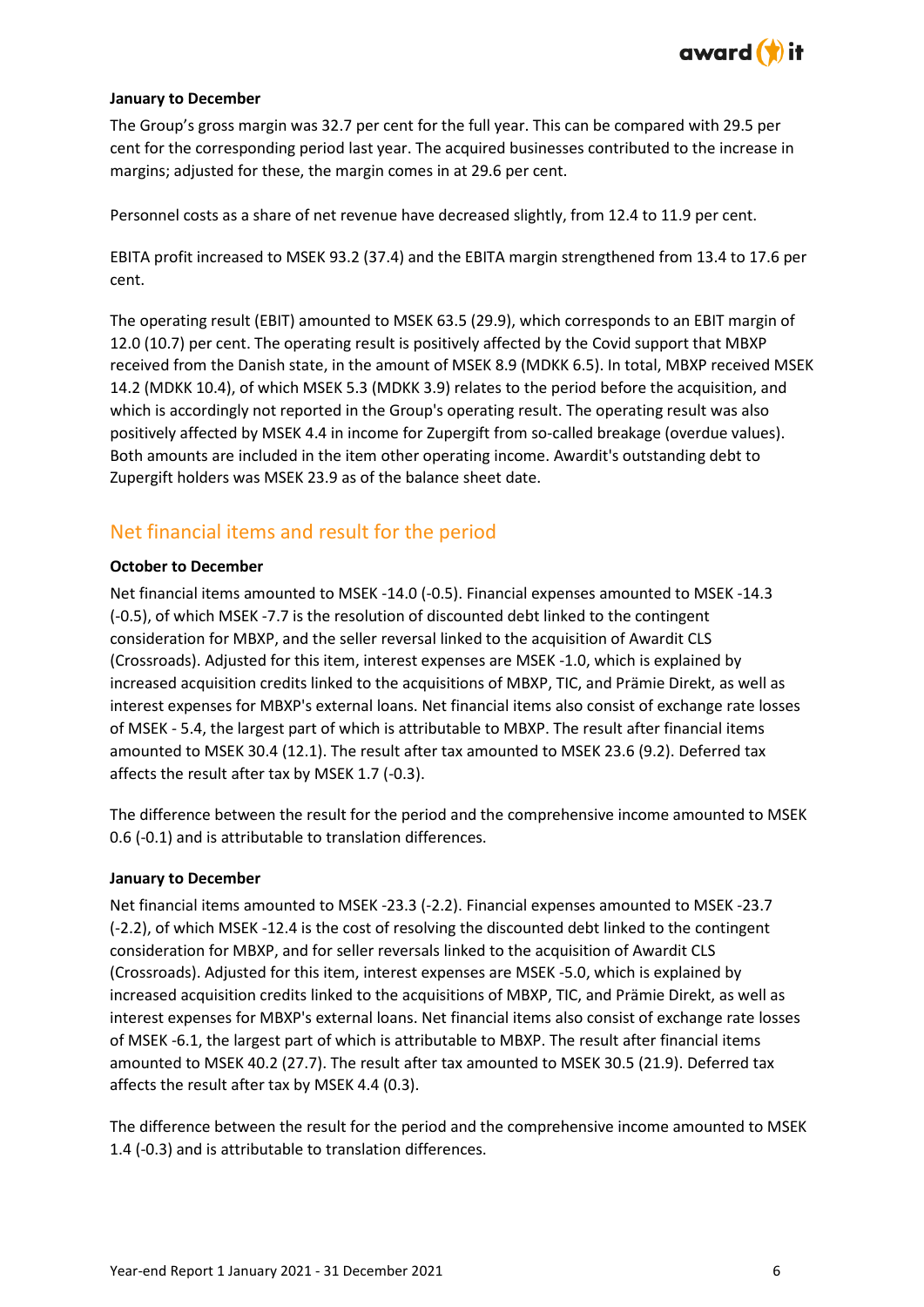**January to December**

The Group's gross margin was 32.7 per cent for the full year. This can be compared with 29.5 per cent for the corresponding period last year. The acquired businesses contributed to the increase in margins; adjusted for these, the margin comes in at 29.6 per cent.

Personnel costs as a share of net revenue have decreased slightly, from 12.4 to 11.9 per cent.

EBITA profit increased to MSEK 93.2 (37.4) and the EBITA margin strengthened from 13.4 to 17.6 per cent.

The operating result (EBIT) amounted to MSEK 63.5 (29.9), which corresponds to an EBIT margin of 12.0 (10.7) per cent. The operating result is positively affected by the Covid support that MBXP received from the Danish state, in the amount of MSEK 8.9 (MDKK 6.5). In total, MBXP received MSEK 14.2 (MDKK 10.4), of which MSEK 5.3 (MDKK 3.9) relates to the period before the acquisition, and which is accordingly not reported in the Group's operating result. The operating result was also positively affected by MSEK 4.4 in income for Zupergift from so-called breakage (overdue values). Both amounts are included in the item other operating income. Awardit's outstanding debt to Zupergift holders was MSEK 23.9 as of the balance sheet date.

## Net financial items and result for the period

**October to December**

Net financial items amounted to MSEK -14.0 (-0.5). Financial expenses amounted to MSEK -14.3 (-0.5), of which MSEK -7.7 is the resolution of discounted debt linked to the contingent consideration for MBXP, and the seller reversal linked to the acquisition of Awardit CLS (Crossroads). Adjusted for this item, interest expenses are MSEK -1.0, which is explained by increased acquisition credits linked to the acquisitions of MBXP, TIC, and Prämie Direkt, as well as interest expenses for MBXP's external loans. Net financial items also consist of exchange rate losses of MSEK - 5.4, the largest part of which is attributable to MBXP. The result after financial items amounted to MSEK 30.4 (12.1). The result after tax amounted to MSEK 23.6 (9.2). Deferred tax affects the result after tax by MSEK 1.7 (-0.3).

The difference between the result for the period and the comprehensive income amounted to MSEK 0.6 (-0.1) and is attributable to translation differences.

**January to December**

Net financial items amounted to MSEK -23.3 (-2.2). Financial expenses amounted to MSEK -23.7 (-2.2), of which MSEK -12.4 is the cost of resolving the discounted debt linked to the contingent consideration for MBXP, and for seller reversals linked to the acquisition of Awardit CLS (Crossroads). Adjusted for this item, interest expenses are MSEK -5.0, which is explained by increased acquisition credits linked to the acquisitions of MBXP, TIC, and Prämie Direkt, as well as interest expenses for MBXP's external loans. Net financial items also consist of exchange rate losses of MSEK -6.1, the largest part of which is attributable to MBXP. The result after financial items amounted to MSEK 40.2 (27.7). The result after tax amounted to MSEK 30.5 (21.9). Deferred tax affects the result after tax by MSEK 4.4 (0.3).

The difference between the result for the period and the comprehensive income amounted to MSEK 1.4 (-0.3) and is attributable to translation differences.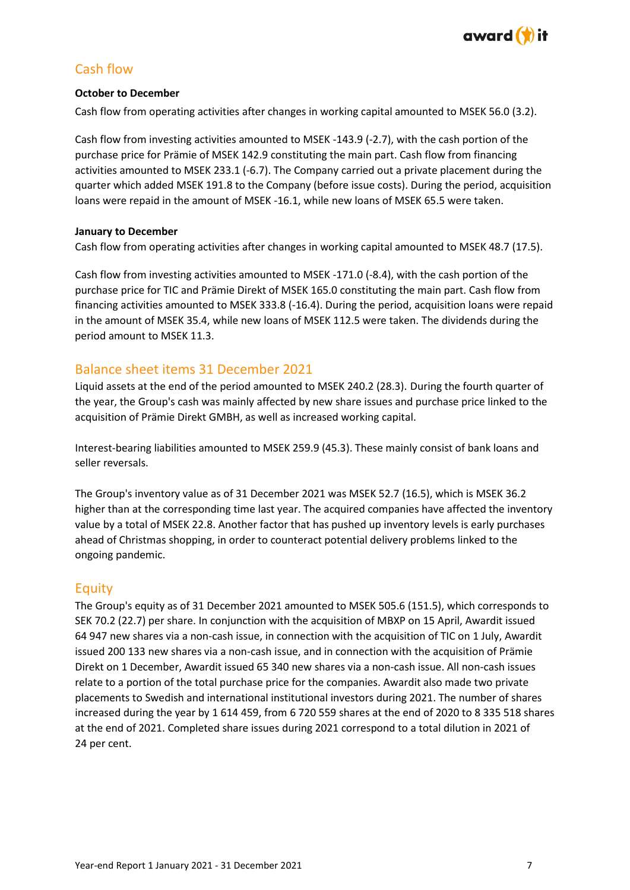## Cash flow

**October to December**

Cash flow from operating activities after changes in working capital amounted to MSEK 56.0 (3.2).

Cash flow from investing activities amounted to MSEK -143.9 (-2.7), with the cash portion of the purchase price for Prämie of MSEK 142.9 constituting the main part. Cash flow from financing activities amounted to MSEK 233.1 (-6.7). The Company carried out a private placement during the quarter which added MSEK 191.8 to the Company (before issue costs). During the period, acquisition loans were repaid in the amount of MSEK -16.1, while new loans of MSEK 65.5 were taken.

**January to December**

Cash flow from operating activities after changes in working capital amounted to MSEK 48.7 (17.5).

Cash flow from investing activities amounted to MSEK -171.0 (-8.4), with the cash portion of the purchase price for TIC and Prämie Direkt of MSEK 165.0 constituting the main part. Cash flow from financing activities amounted to MSEK 333.8 (-16.4). During the period, acquisition loans were repaid in the amount of MSEK 35.4, while new loans of MSEK 112.5 were taken. The dividends during the period amount to MSEK 11.3.

## Balance sheet items 31 December 2021

Liquid assets at the end of the period amounted to MSEK 240.2 (28.3). During the fourth quarter of the year, the Group's cash was mainly affected by new share issues and purchase price linked to the acquisition of Prämie Direkt GMBH, as well as increased working capital.

Interest-bearing liabilities amounted to MSEK 259.9 (45.3). These mainly consist of bank loans and seller reversals.

The Group's inventory value as of 31 December 2021 was MSEK 52.7 (16.5), which is MSEK 36.2 higher than at the corresponding time last year. The acquired companies have affected the inventory value by a total of MSEK 22.8. Another factor that has pushed up inventory levels is early purchases ahead of Christmas shopping, in order to counteract potential delivery problems linked to the ongoing pandemic.

## Equity

The Group's equity as of 31 December 2021 amounted to MSEK 505.6 (151.5), which corresponds to SEK 70.2 (22.7) per share. In conjunction with the acquisition of MBXP on 15 April, Awardit issued 64 947 new shares via a non-cash issue, in connection with the acquisition of TIC on 1 July, Awardit issued 200 133 new shares via a non-cash issue, and in connection with the acquisition of Prämie Direkt on 1 December, Awardit issued 65 340 new shares via a non-cash issue. All non-cash issues relate to a portion of the total purchase price for the companies. Awardit also made two private placements to Swedish and international institutional investors during 2021. The number of shares increased during the year by 1 614 459, from 6 720 559 shares at the end of 2020 to 8 335 518 shares at the end of 2021. Completed share issues during 2021 correspond to a total dilution in 2021 of 24 per cent.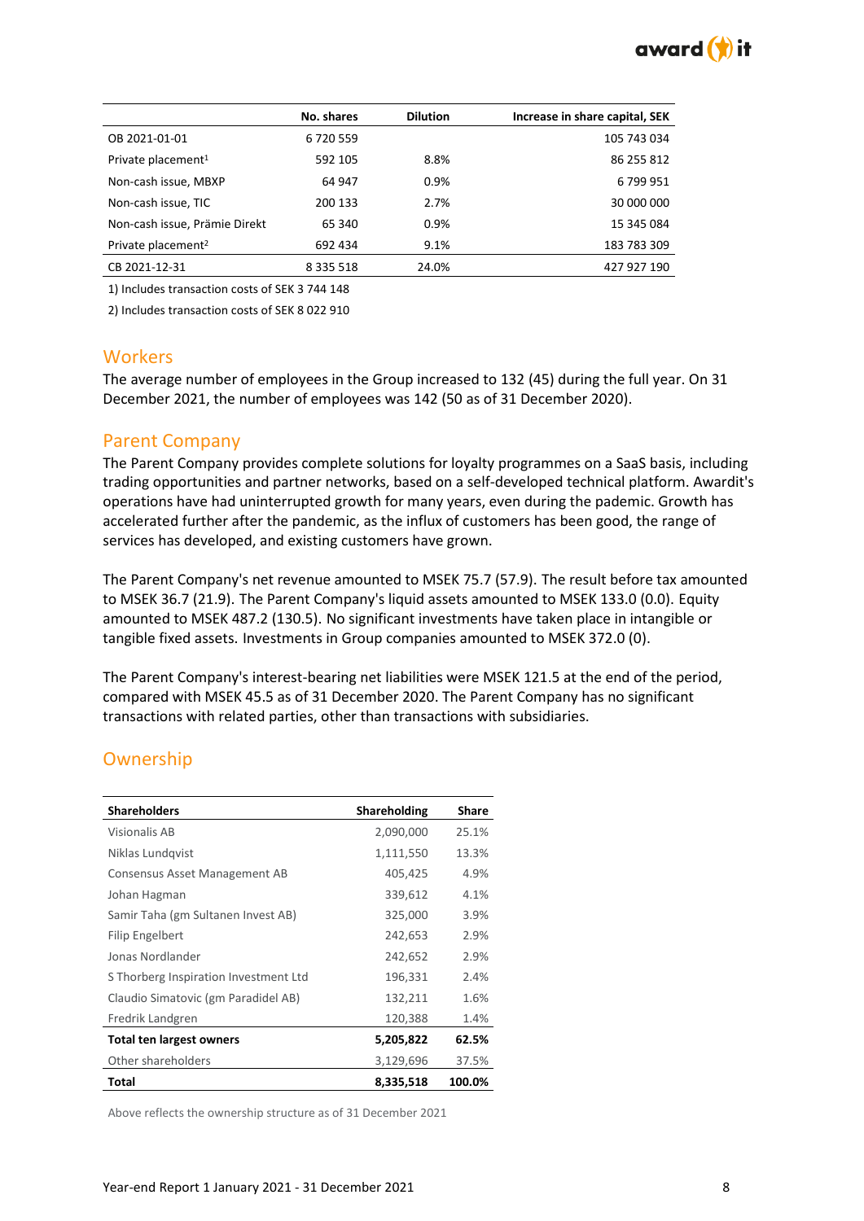| | No. shares | Dilution | Increase in share capital, SEK |
|---|---|---|---|
| OB 2021-01-01 | 6 720 559 | | 105 743 034 |
| Private placement[1] | 592 105 | 8.8% | 86 255 812 |
| Non-cash issue, MBXP | 64 947 | 0.9% | 6 799 951 |
| Non-cash issue, TIC | 200 133 | 2.7% | 30 000 000 |
| Non-cash issue, Prämie Direkt | 65 340 | 0.9% | 15 345 084 |
| Private placement[2] | 692 434 | 9.1% | 183 783 309 |
| CB 2021-12-31 | 8 335 518 | 24.0% | 427 927 190 |

1) Includes transaction costs of SEK 3 744 148

2) Includes transaction costs of SEK 8 022 910

## Workers

The average number of employees in the Group increased to 132 (45) during the full year. On 31 December 2021, the number of employees was 142 (50 as of 31 December 2020).

## Parent Company

The Parent Company provides complete solutions for loyalty programmes on a SaaS basis, including trading opportunities and partner networks, based on a self-developed technical platform. Awardit's operations have had uninterrupted growth for many years, even during the pademic. Growth has accelerated further after the pandemic, as the influx of customers has been good, the range of services has developed, and existing customers have grown.

The Parent Company's net revenue amounted to MSEK 75.7 (57.9). The result before tax amounted to MSEK 36.7 (21.9). The Parent Company's liquid assets amounted to MSEK 133.0 (0.0). Equity amounted to MSEK 487.2 (130.5). No significant investments have taken place in intangible or tangible fixed assets. Investments in Group companies amounted to MSEK 372.0 (0).

The Parent Company's interest-bearing net liabilities were MSEK 121.5 at the end of the period, compared with MSEK 45.5 as of 31 December 2020. The Parent Company has no significant transactions with related parties, other than transactions with subsidiaries.

## Ownership

| Shareholders | Shareholding | Share |
|---|---|---|
| Visionalis AB | 2,090,000 | 25.1% |
| Niklas Lundqvist | 1,111,550 | 13.3% |
| Consensus Asset Management AB | 405,425 | 4.9% |
| Johan Hagman | 339,612 | 4.1% |
| Samir Taha (gm Sultanen Invest AB) | 325,000 | 3.9% |
| Filip Engelbert | 242,653 | 2.9% |
| Jonas Nordlander | 242,652 | 2.9% |
| S Thorberg Inspiration Investment Ltd | 196,331 | 2.4% |
| Claudio Simatovic (gm Paradidel AB) | 132,211 | 1.6% |
| Fredrik Landgren | 120,388 | 1.4% |
| **Total ten largest owners** | **5,205,822** | **62.5%** |
| Other shareholders | 3,129,696 | 37.5% |
| **Total** | **8,335,518** | **100.0%** |

Above reflects the ownership structure as of 31 December 2021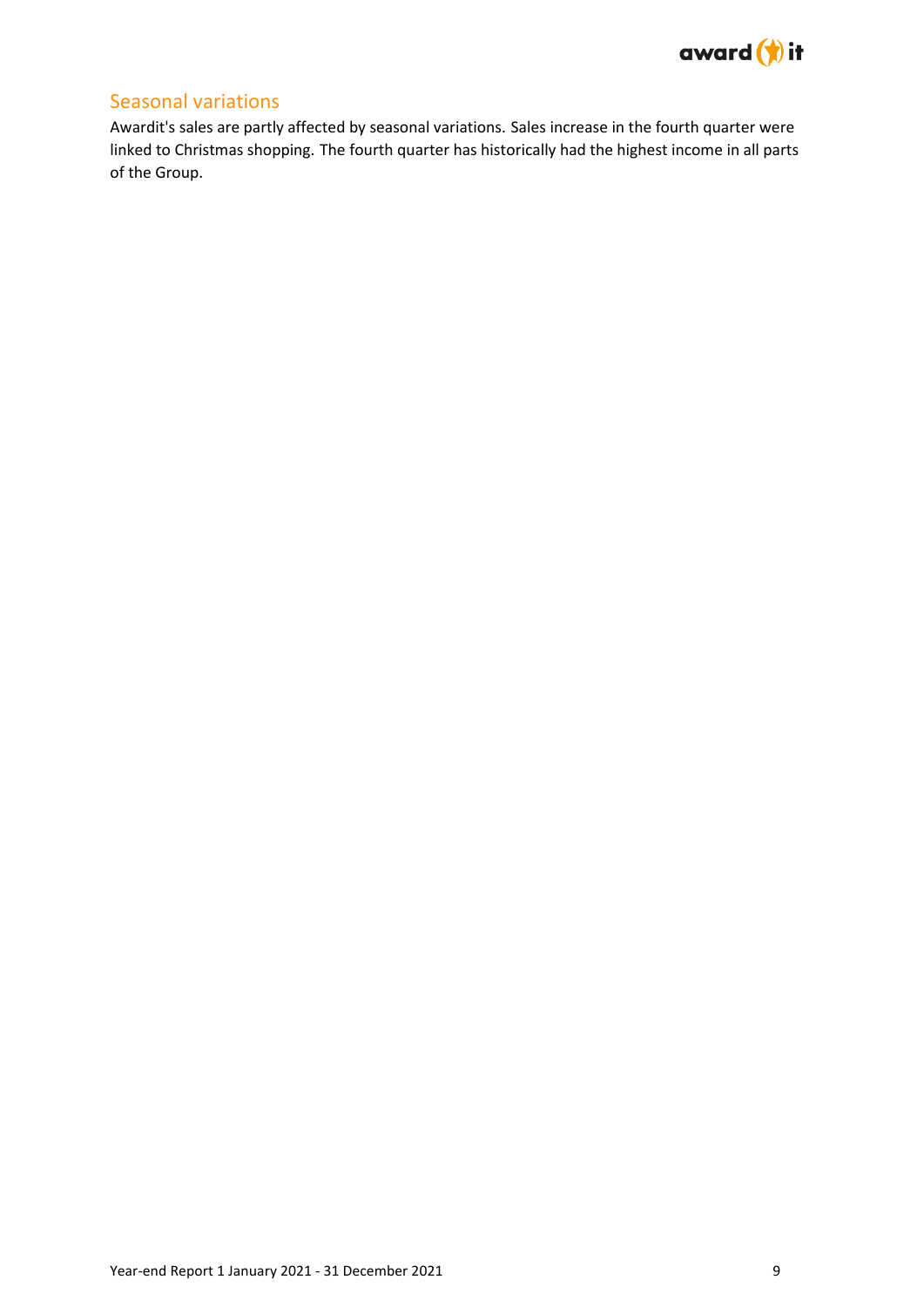## Seasonal variations

Awardit's sales are partly affected by seasonal variations. Sales increase in the fourth quarter were linked to Christmas shopping. The fourth quarter has historically had the highest income in all parts of the Group.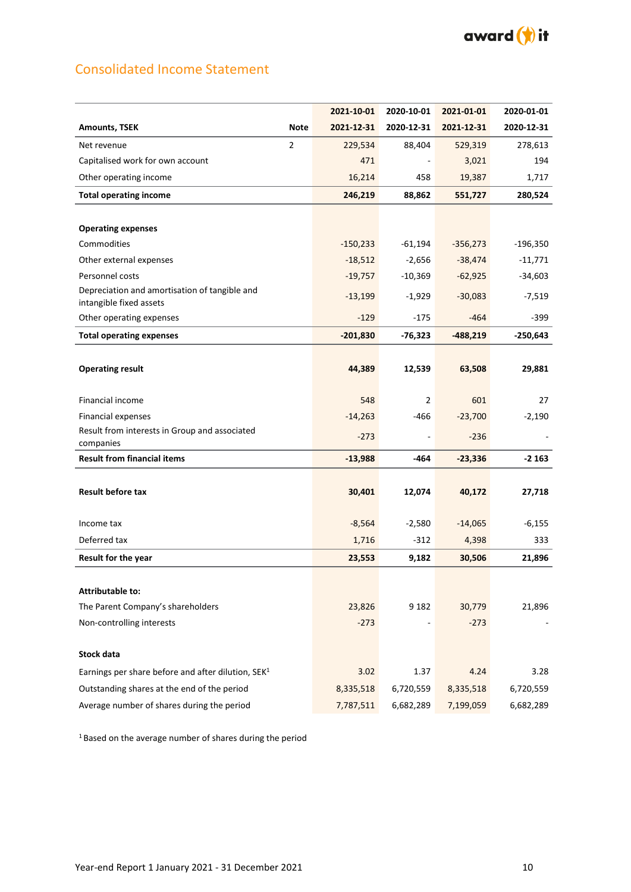## Consolidated Income Statement

| Amounts, TSEK | Note | 2021-10-01<br>2021-12-31 | 2020-10-01<br>2020-12-31 | 2021-01-01<br>2021-12-31 | 2020-01-01<br>2020-12-31 |
|---|---|---|---|---|---|
| Net revenue | 2 | 229,534 | 88,404 | 529,319 | 278,613 |
| Capitalised work for own account | | 471 | - | 3,021 | 194 |
| Other operating income | | 16,214 | 458 | 19,387 | 1,717 |
| **Total operating income** | | **246,219** | **88,862** | **551,727** | **280,524** |
| | | | | | |
| **Operating expenses** | | | | | |
| Commodities | | -150,233 | -61,194 | -356,273 | -196,350 |
| Other external expenses | | -18,512 | -2,656 | -38,474 | -11,771 |
| Personnel costs | | -19,757 | -10,369 | -62,925 | -34,603 |
| Depreciation and amortisation of tangible and intangible fixed assets | | -13,199 | -1,929 | -30,083 | -7,519 |
| Other operating expenses | | -129 | -175 | -464 | -399 |
| **Total operating expenses** | | **-201,830** | **-76,323** | **-488,219** | **-250,643** |
| | | | | | |
| **Operating result** | | **44,389** | **12,539** | **63,508** | **29,881** |
| | | | | | |
| Financial income | | 548 | 2 | 601 | 27 |
| Financial expenses | | -14,263 | -466 | -23,700 | -2,190 |
| Result from interests in Group and associated companies | | -273 | - | -236 | - |
| **Result from financial items** | | **-13,988** | **-464** | **-23,336** | **-2 163** |
| | | | | | |
| **Result before tax** | | **30,401** | **12,074** | **40,172** | **27,718** |
| | | | | | |
| Income tax | | -8,564 | -2,580 | -14,065 | -6,155 |
| Deferred tax | | 1,716 | -312 | 4,398 | 333 |
| **Result for the year** | | **23,553** | **9,182** | **30,506** | **21,896** |
| | | | | | |
| **Attributable to:** | | | | | |
| The Parent Company's shareholders | | 23,826 | 9 182 | 30,779 | 21,896 |
| Non-controlling interests | | -273 | - | -273 | - |
| | | | | | |
| **Stock data** | | | | | |
| Earnings per share before and after dilution, SEK[1] | | 3.02 | 1.37 | 4.24 | 3.28 |
| Outstanding shares at the end of the period | | 8,335,518 | 6,720,559 | 8,335,518 | 6,720,559 |
| Average number of shares during the period | | 7,787,511 | 6,682,289 | 7,199,059 | 6,682,289 |

[1] Based on the average number of shares during the period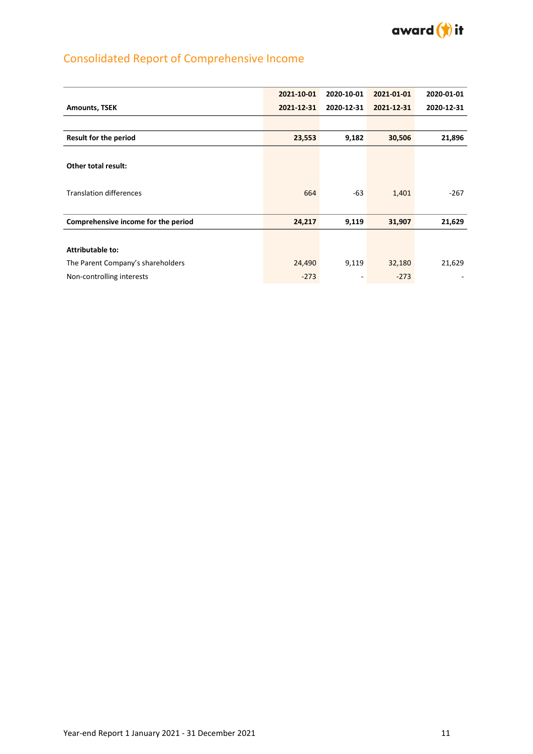## Consolidated Report of Comprehensive Income

| Amounts, TSEK | 2021-10-01<br>2021-12-31 | 2020-10-01<br>2020-12-31 | 2021-01-01<br>2021-12-31 | 2020-01-01<br>2020-12-31 |
|---|---|---|---|---|
| **Result for the period** | **23,553** | **9,182** | **30,506** | **21,896** |
| **Other total result:** | | | | |
| Translation differences | 664 | -63 | 1,401 | -267 |
| **Comprehensive income for the period** | **24,217** | **9,119** | **31,907** | **21,629** |
| **Attributable to:** | | | | |
| The Parent Company's shareholders | 24,490 | 9,119 | 32,180 | 21,629 |
| Non-controlling interests | -273 | - | -273 | - |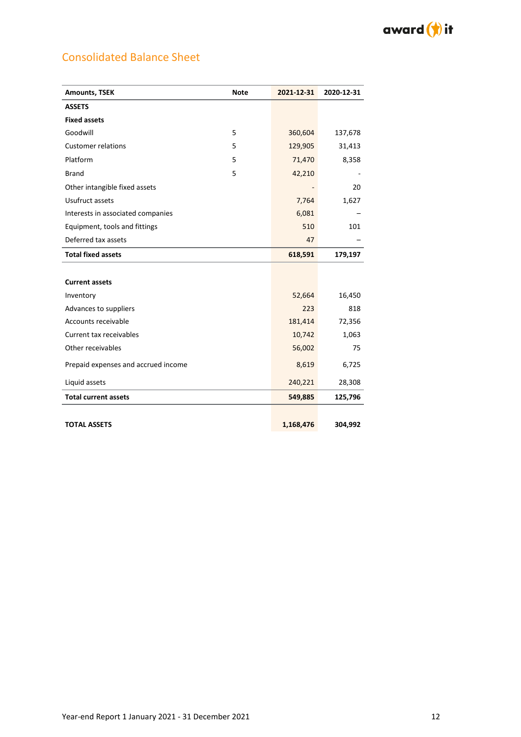## Consolidated Balance Sheet

| Amounts, TSEK | Note | 2021-12-31 | 2020-12-31 |
|---|---|---|---|
| **ASSETS** | | | |
| **Fixed assets** | | | |
| Goodwill | 5 | 360,604 | 137,678 |
| Customer relations | 5 | 129,905 | 31,413 |
| Platform | 5 | 71,470 | 8,358 |
| Brand | 5 | 42,210 | - |
| Other intangible fixed assets | | - | 20 |
| Usufruct assets | | 7,764 | 1,627 |
| Interests in associated companies | | 6,081 | – |
| Equipment, tools and fittings | | 510 | 101 |
| Deferred tax assets | | 47 | – |
| **Total fixed assets** | | **618,591** | **179,197** |
| | | | |
| **Current assets** | | | |
| Inventory | | 52,664 | 16,450 |
| Advances to suppliers | | 223 | 818 |
| Accounts receivable | | 181,414 | 72,356 |
| Current tax receivables | | 10,742 | 1,063 |
| Other receivables | | 56,002 | 75 |
| Prepaid expenses and accrued income | | 8,619 | 6,725 |
| Liquid assets | | 240,221 | 28,308 |
| **Total current assets** | | **549,885** | **125,796** |
| | | | |
| **TOTAL ASSETS** | | **1,168,476** | **304,992** |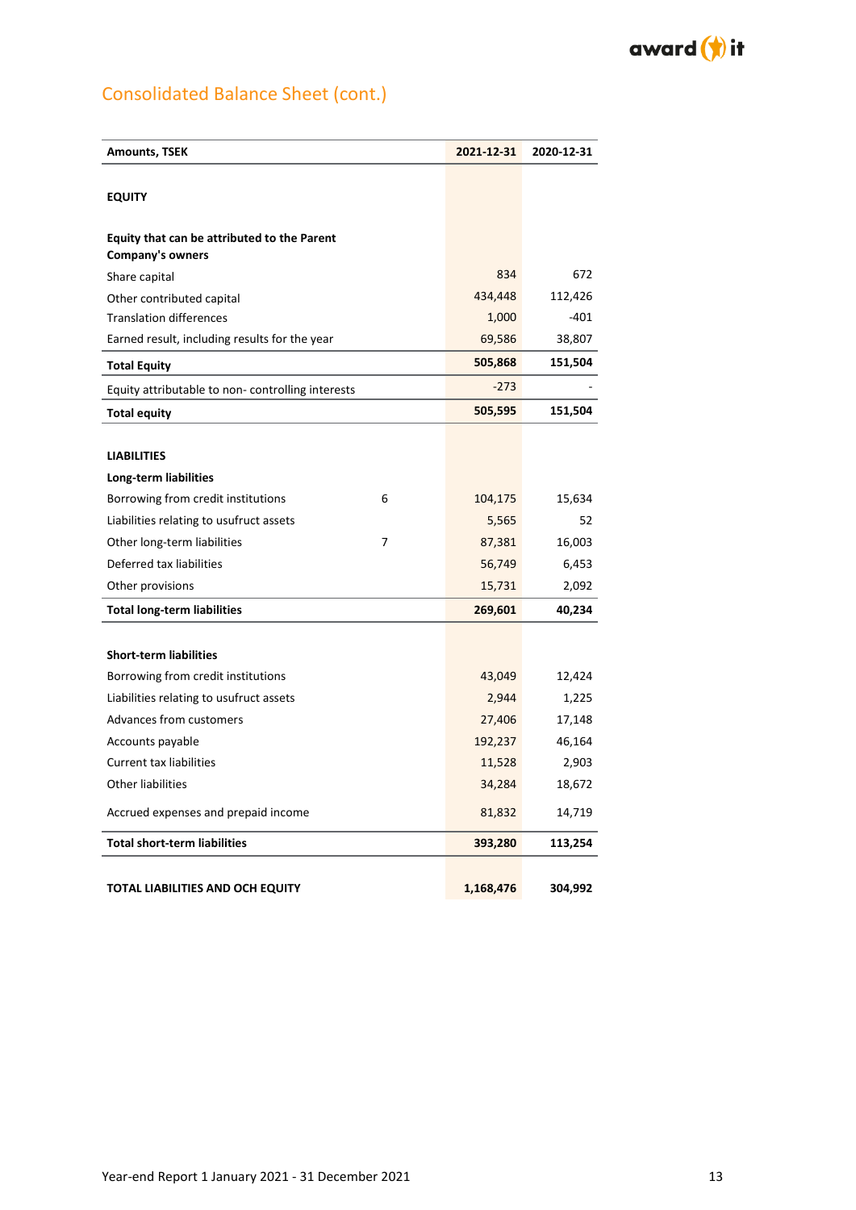## Consolidated Balance Sheet (cont.)

| Amounts, TSEK | | 2021-12-31 | 2020-12-31 |
|---|---|---|---|
| **EQUITY** | | | |
| **Equity that can be attributed to the Parent Company's owners** | | | |
| Share capital | | 834 | 672 |
| Other contributed capital | | 434,448 | 112,426 |
| Translation differences | | 1,000 | -401 |
| Earned result, including results for the year | | 69,586 | 38,807 |
| **Total Equity** | | **505,868** | **151,504** |
| Equity attributable to non- controlling interests | | -273 | - |
| **Total equity** | | **505,595** | **151,504** |
| **LIABILITIES** | | | |
| **Long-term liabilities** | | | |
| Borrowing from credit institutions | 6 | 104,175 | 15,634 |
| Liabilities relating to usufruct assets | | 5,565 | 52 |
| Other long-term liabilities | 7 | 87,381 | 16,003 |
| Deferred tax liabilities | | 56,749 | 6,453 |
| Other provisions | | 15,731 | 2,092 |
| **Total long-term liabilities** | | **269,601** | **40,234** |
| **Short-term liabilities** | | | |
| Borrowing from credit institutions | | 43,049 | 12,424 |
| Liabilities relating to usufruct assets | | 2,944 | 1,225 |
| Advances from customers | | 27,406 | 17,148 |
| Accounts payable | | 192,237 | 46,164 |
| Current tax liabilities | | 11,528 | 2,903 |
| Other liabilities | | 34,284 | 18,672 |
| Accrued expenses and prepaid income | | 81,832 | 14,719 |
| **Total short-term liabilities** | | **393,280** | **113,254** |
| **TOTAL LIABILITIES AND OCH EQUITY** | | **1,168,476** | **304,992** |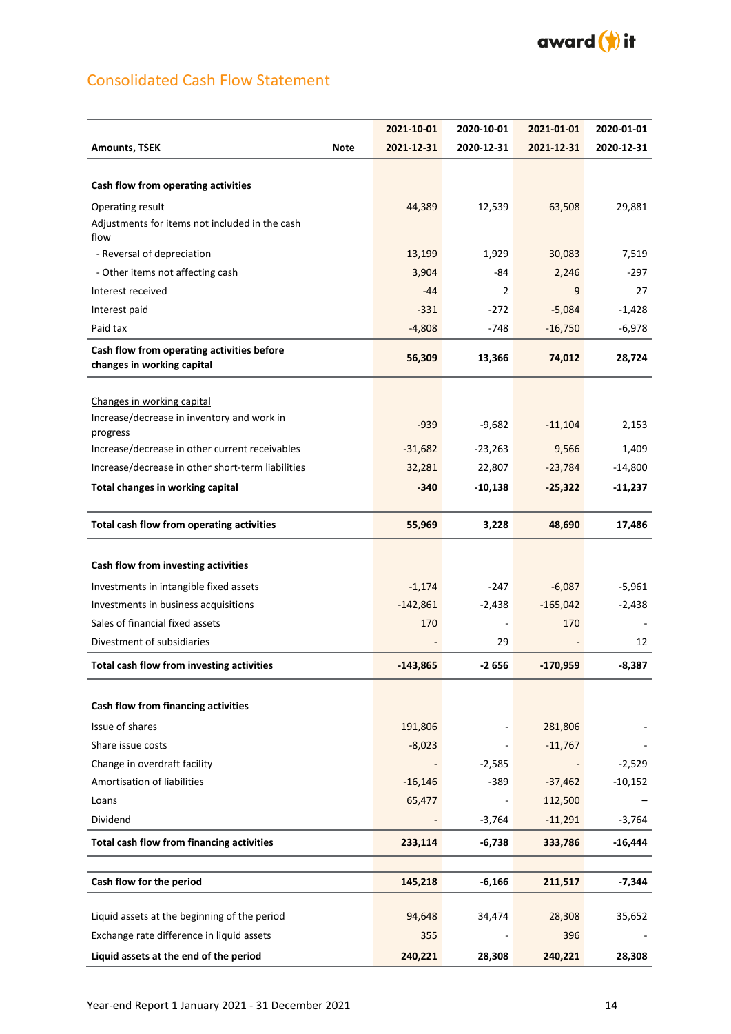## Consolidated Cash Flow Statement

| Amounts, TSEK | Note | 2021-10-01 2021-12-31 | 2020-10-01 2020-12-31 | 2021-01-01 2021-12-31 | 2020-01-01 2020-12-31 |
|---|---|---|---|---|---|
| **Cash flow from operating activities** | | | | | |
| Operating result | | 44,389 | 12,539 | 63,508 | 29,881 |
| Adjustments for items not included in the cash flow | | | | | |
| - Reversal of depreciation | | 13,199 | 1,929 | 30,083 | 7,519 |
| - Other items not affecting cash | | 3,904 | -84 | 2,246 | -297 |
| Interest received | | -44 | 2 | 9 | 27 |
| Interest paid | | -331 | -272 | -5,084 | -1,428 |
| Paid tax | | -4,808 | -748 | -16,750 | -6,978 |
| **Cash flow from operating activities before changes in working capital** | | **56,309** | **13,366** | **74,012** | **28,724** |
| Changes in working capital | | | | | |
| Increase/decrease in inventory and work in progress | | -939 | -9,682 | -11,104 | 2,153 |
| Increase/decrease in other current receivables | | -31,682 | -23,263 | 9,566 | 1,409 |
| Increase/decrease in other short-term liabilities | | 32,281 | 22,807 | -23,784 | -14,800 |
| **Total changes in working capital** | | **-340** | **-10,138** | **-25,322** | **-11,237** |
| **Total cash flow from operating activities** | | **55,969** | **3,228** | **48,690** | **17,486** |
| **Cash flow from investing activities** | | | | | |
| Investments in intangible fixed assets | | -1,174 | -247 | -6,087 | -5,961 |
| Investments in business acquisitions | | -142,861 | -2,438 | -165,042 | -2,438 |
| Sales of financial fixed assets | | 170 | - | 170 | - |
| Divestment of subsidiaries | | - | 29 | - | 12 |
| **Total cash flow from investing activities** | | **-143,865** | **-2 656** | **-170,959** | **-8,387** |
| **Cash flow from financing activities** | | | | | |
| Issue of shares | | 191,806 | - | 281,806 | - |
| Share issue costs | | -8,023 | - | -11,767 | - |
| Change in overdraft facility | | - | -2,585 | - | -2,529 |
| Amortisation of liabilities | | -16,146 | -389 | -37,462 | -10,152 |
| Loans | | 65,477 | - | 112,500 | – |
| Dividend | | - | -3,764 | -11,291 | -3,764 |
| **Total cash flow from financing activities** | | **233,114** | **-6,738** | **333,786** | **-16,444** |
| **Cash flow for the period** | | **145,218** | **-6,166** | **211,517** | **-7,344** |
| Liquid assets at the beginning of the period | | 94,648 | 34,474 | 28,308 | 35,652 |
| Exchange rate difference in liquid assets | | 355 | - | 396 | - |
| **Liquid assets at the end of the period** | | **240,221** | **28,308** | **240,221** | **28,308** |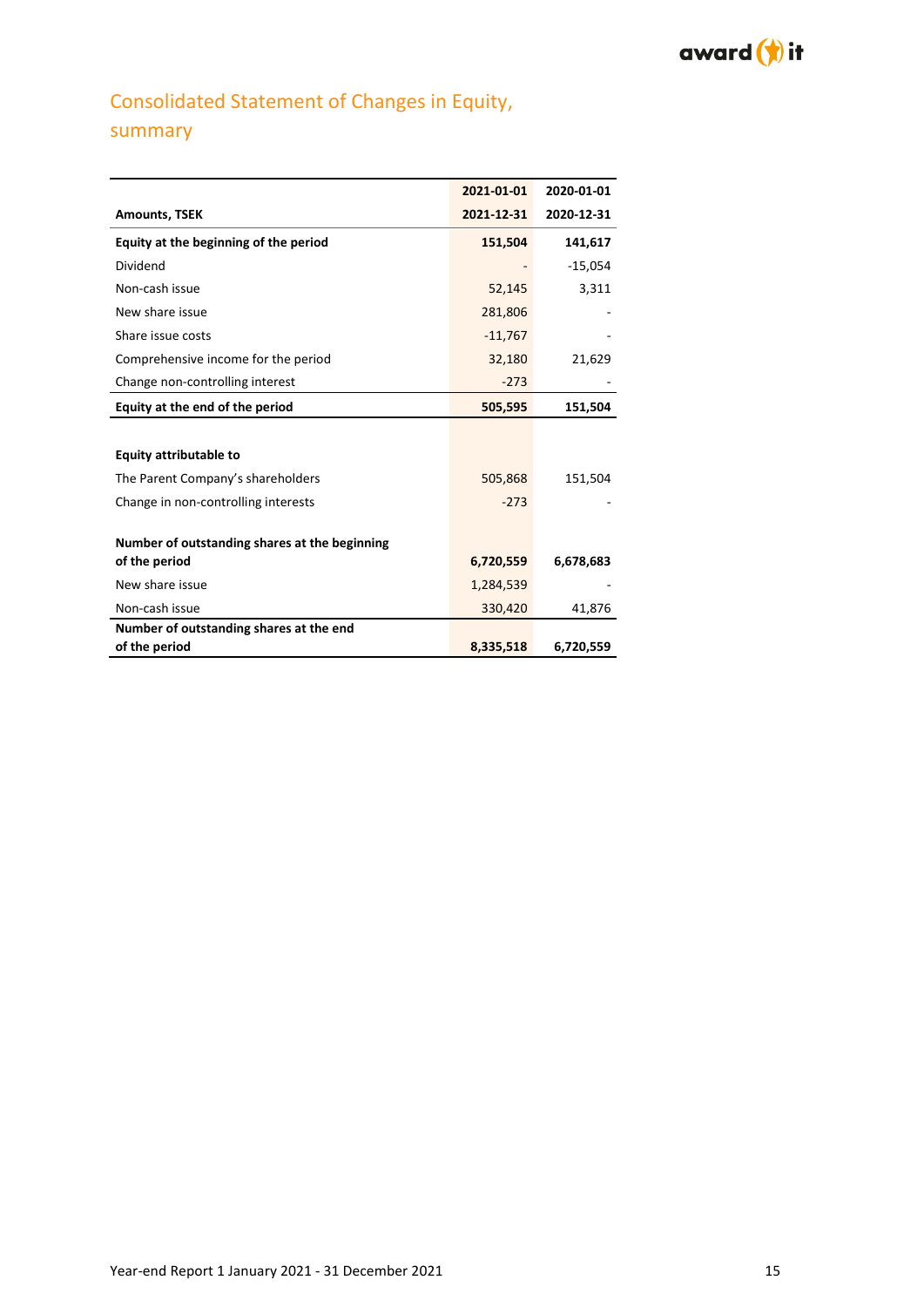# Consolidated Statement of Changes in Equity, summary

| Amounts, TSEK | 2021-01-01<br>2021-12-31 | 2020-01-01<br>2020-12-31 |
|---|---|---|
| **Equity at the beginning of the period** | **151,504** | **141,617** |
| Dividend | - | -15,054 |
| Non-cash issue | 52,145 | 3,311 |
| New share issue | 281,806 | - |
| Share issue costs | -11,767 | - |
| Comprehensive income for the period | 32,180 | 21,629 |
| Change non-controlling interest | -273 | - |
| **Equity at the end of the period** | **505,595** | **151,504** |
| | | |
| **Equity attributable to** | | |
| The Parent Company's shareholders | 505,868 | 151,504 |
| Change in non-controlling interests | -273 | - |
| | | |
| **Number of outstanding shares at the beginning of the period** | **6,720,559** | **6,678,683** |
| New share issue | 1,284,539 | - |
| Non-cash issue | 330,420 | 41,876 |
| **Number of outstanding shares at the end of the period** | **8,335,518** | **6,720,559** |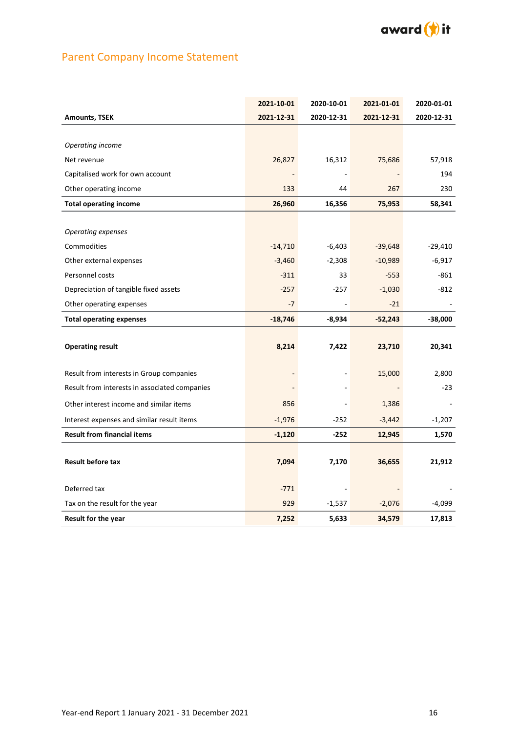# Parent Company Income Statement

| Amounts, TSEK | 2021-10-01<br>2021-12-31 | 2020-10-01<br>2020-12-31 | 2021-01-01<br>2021-12-31 | 2020-01-01<br>2020-12-31 |
|---|---|---|---|---|
| *Operating income* | | | | |
| Net revenue | 26,827 | 16,312 | 75,686 | 57,918 |
| Capitalised work for own account | - | - | - | 194 |
| Other operating income | 133 | 44 | 267 | 230 |
| **Total operating income** | **26,960** | **16,356** | **75,953** | **58,341** |
| *Operating expenses* | | | | |
| Commodities | -14,710 | -6,403 | -39,648 | -29,410 |
| Other external expenses | -3,460 | -2,308 | -10,989 | -6,917 |
| Personnel costs | -311 | 33 | -553 | -861 |
| Depreciation of tangible fixed assets | -257 | -257 | -1,030 | -812 |
| Other operating expenses | -7 | - | -21 | - |
| **Total operating expenses** | **-18,746** | **-8,934** | **-52,243** | **-38,000** |
| **Operating result** | **8,214** | **7,422** | **23,710** | **20,341** |
| Result from interests in Group companies | - | - | 15,000 | 2,800 |
| Result from interests in associated companies | - | - | - | -23 |
| Other interest income and similar items | 856 | - | 1,386 | - |
| Interest expenses and similar result items | -1,976 | -252 | -3,442 | -1,207 |
| **Result from financial items** | **-1,120** | **-252** | **12,945** | **1,570** |
| **Result before tax** | **7,094** | **7,170** | **36,655** | **21,912** |
| Deferred tax | -771 | - | - | - |
| Tax on the result for the year | 929 | -1,537 | -2,076 | -4,099 |
| **Result for the year** | **7,252** | **5,633** | **34,579** | **17,813** |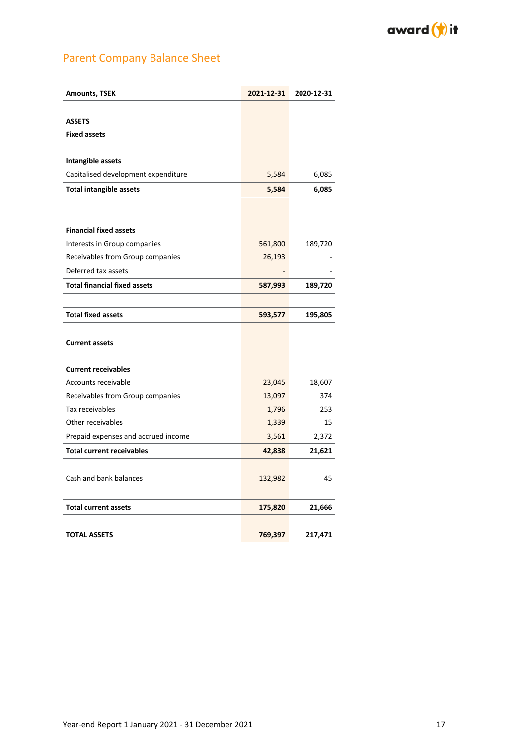## Parent Company Balance Sheet

| Amounts, TSEK | 2021-12-31 | 2020-12-31 |
|---|---|---|
| **ASSETS** | | |
| **Fixed assets** | | |
| **Intangible assets** | | |
| Capitalised development expenditure | 5,584 | 6,085 |
| **Total intangible assets** | **5,584** | **6,085** |
| **Financial fixed assets** | | |
| Interests in Group companies | 561,800 | 189,720 |
| Receivables from Group companies | 26,193 | - |
| Deferred tax assets | - | - |
| **Total financial fixed assets** | **587,993** | **189,720** |
| **Total fixed assets** | **593,577** | **195,805** |
| **Current assets** | | |
| **Current receivables** | | |
| Accounts receivable | 23,045 | 18,607 |
| Receivables from Group companies | 13,097 | 374 |
| Tax receivables | 1,796 | 253 |
| Other receivables | 1,339 | 15 |
| Prepaid expenses and accrued income | 3,561 | 2,372 |
| **Total current receivables** | **42,838** | **21,621** |
| Cash and bank balances | 132,982 | 45 |
| **Total current assets** | **175,820** | **21,666** |
| **TOTAL ASSETS** | **769,397** | **217,471** |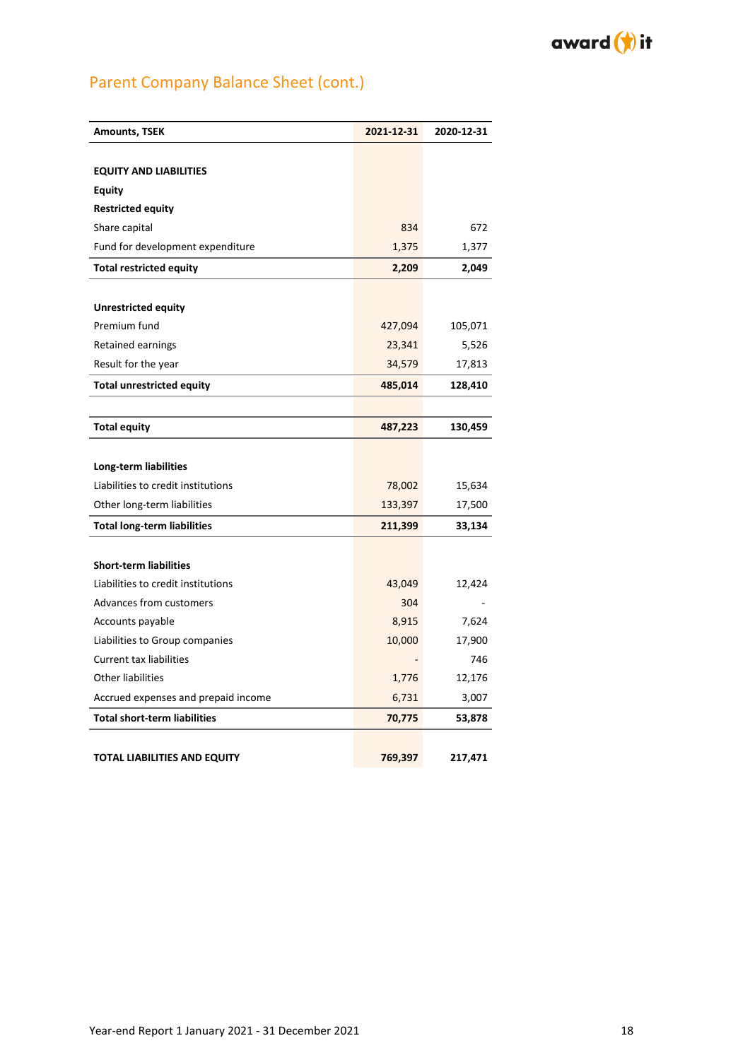## Parent Company Balance Sheet (cont.)

| Amounts, TSEK | 2021-12-31 | 2020-12-31 |
|---|---|---|
| **EQUITY AND LIABILITIES** | | |
| **Equity** | | |
| **Restricted equity** | | |
| Share capital | 834 | 672 |
| Fund for development expenditure | 1,375 | 1,377 |
| **Total restricted equity** | **2,209** | **2,049** |
| | | |
| **Unrestricted equity** | | |
| Premium fund | 427,094 | 105,071 |
| Retained earnings | 23,341 | 5,526 |
| Result for the year | 34,579 | 17,813 |
| **Total unrestricted equity** | **485,014** | **128,410** |
| | | |
| **Total equity** | **487,223** | **130,459** |
| | | |
| **Long-term liabilities** | | |
| Liabilities to credit institutions | 78,002 | 15,634 |
| Other long-term liabilities | 133,397 | 17,500 |
| **Total long-term liabilities** | **211,399** | **33,134** |
| | | |
| **Short-term liabilities** | | |
| Liabilities to credit institutions | 43,049 | 12,424 |
| Advances from customers | 304 | - |
| Accounts payable | 8,915 | 7,624 |
| Liabilities to Group companies | 10,000 | 17,900 |
| Current tax liabilities | - | 746 |
| Other liabilities | 1,776 | 12,176 |
| Accrued expenses and prepaid income | 6,731 | 3,007 |
| **Total short-term liabilities** | **70,775** | **53,878** |
| | | |
| **TOTAL LIABILITIES AND EQUITY** | **769,397** | **217,471** |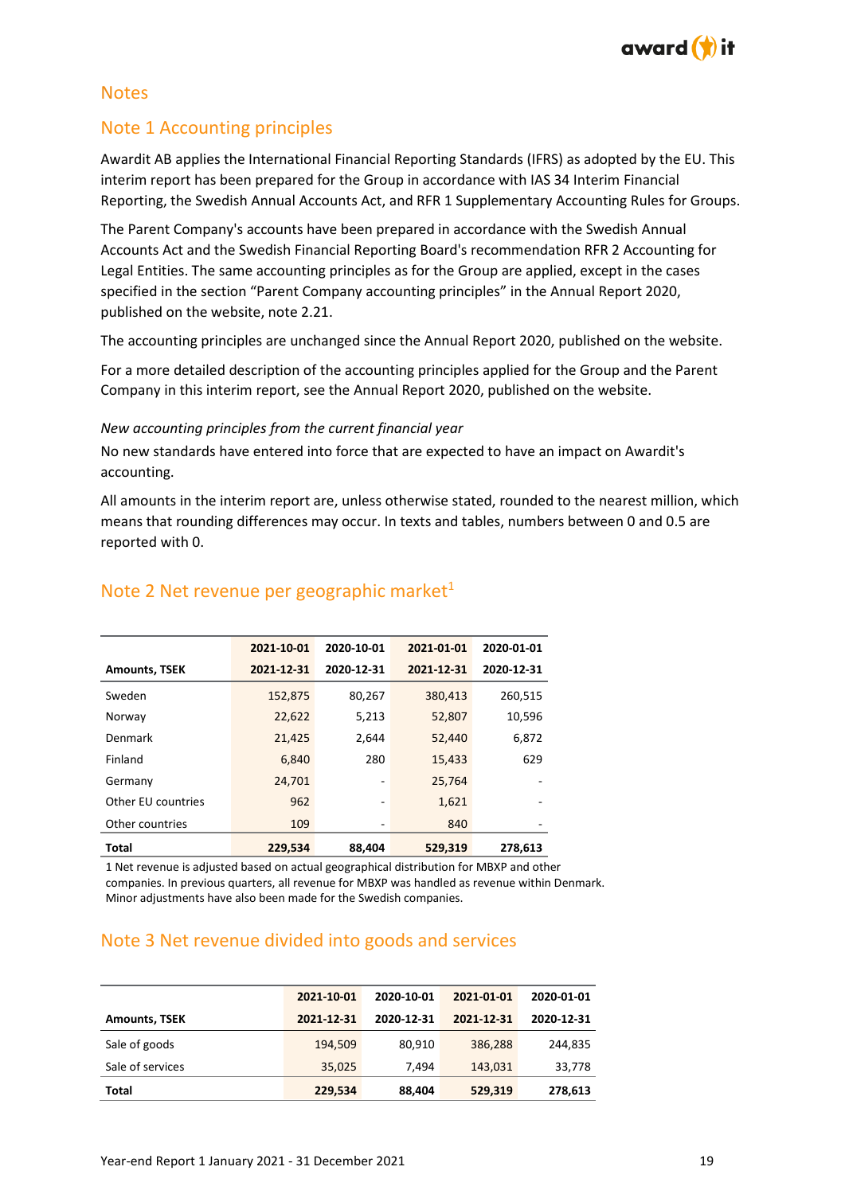# Notes

## Note 1 Accounting principles

Awardit AB applies the International Financial Reporting Standards (IFRS) as adopted by the EU. This interim report has been prepared for the Group in accordance with IAS 34 Interim Financial Reporting, the Swedish Annual Accounts Act, and RFR 1 Supplementary Accounting Rules for Groups.

The Parent Company's accounts have been prepared in accordance with the Swedish Annual Accounts Act and the Swedish Financial Reporting Board's recommendation RFR 2 Accounting for Legal Entities. The same accounting principles as for the Group are applied, except in the cases specified in the section “Parent Company accounting principles” in the Annual Report 2020, published on the website, note 2.21.

The accounting principles are unchanged since the Annual Report 2020, published on the website.

For a more detailed description of the accounting principles applied for the Group and the Parent Company in this interim report, see the Annual Report 2020, published on the website.

*New accounting principles from the current financial year*

No new standards have entered into force that are expected to have an impact on Awardit's accounting.

All amounts in the interim report are, unless otherwise stated, rounded to the nearest million, which means that rounding differences may occur. In texts and tables, numbers between 0 and 0.5 are reported with 0.

## Note 2 Net revenue per geographic market[1]

| Amounts, TSEK | 2021-10-01 2021-12-31 | 2020-10-01 2020-12-31 | 2021-01-01 2021-12-31 | 2020-01-01 2020-12-31 |
|---|---|---|---|---|
| Sweden | 152,875 | 80,267 | 380,413 | 260,515 |
| Norway | 22,622 | 5,213 | 52,807 | 10,596 |
| Denmark | 21,425 | 2,644 | 52,440 | 6,872 |
| Finland | 6,840 | 280 | 15,433 | 629 |
| Germany | 24,701 | - | 25,764 | - |
| Other EU countries | 962 | - | 1,621 | - |
| Other countries | 109 | - | 840 | - |
| **Total** | **229,534** | **88,404** | **529,319** | **278,613** |

1 Net revenue is adjusted based on actual geographical distribution for MBXP and other companies. In previous quarters, all revenue for MBXP was handled as revenue within Denmark. Minor adjustments have also been made for the Swedish companies.

## Note 3 Net revenue divided into goods and services

| Amounts, TSEK | 2021-10-01 2021-12-31 | 2020-10-01 2020-12-31 | 2021-01-01 2021-12-31 | 2020-01-01 2020-12-31 |
|---|---|---|---|---|
| Sale of goods | 194,509 | 80,910 | 386,288 | 244,835 |
| Sale of services | 35,025 | 7,494 | 143,031 | 33,778 |
| **Total** | **229,534** | **88,404** | **529,319** | **278,613** |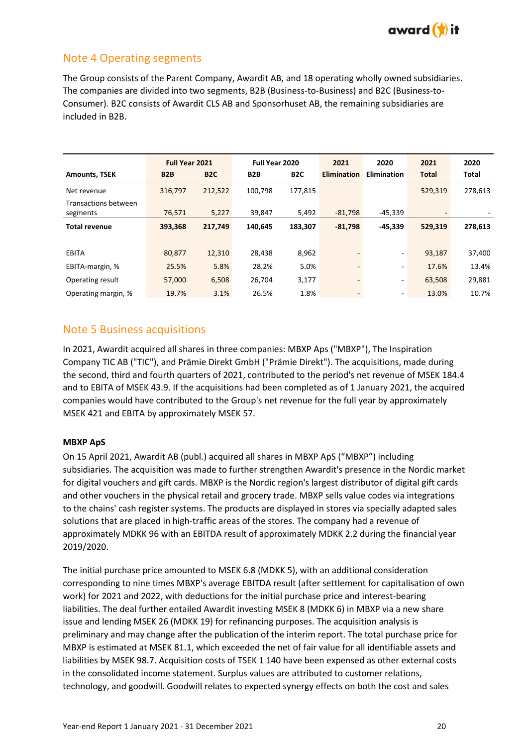## Note 4 Operating segments

The Group consists of the Parent Company, Awardit AB, and 18 operating wholly owned subsidiaries. The companies are divided into two segments, B2B (Business-to-Business) and B2C (Business-to-Consumer). B2C consists of Awardit CLS AB and Sponsorhuset AB, the remaining subsidiaries are included in B2B.

| Amounts, TSEK | Full Year 2021 B2B | Full Year 2021 B2C | Full Year 2020 B2B | Full Year 2020 B2C | 2021 Elimination | 2020 Elimination | 2021 Total | 2020 Total |
|---|---|---|---|---|---|---|---|---|
| Net revenue | 316,797 | 212,522 | 100,798 | 177,815 | | | 529,319 | 278,613 |
| Transactions between segments | 76,571 | 5,227 | 39,847 | 5,492 | -81,798 | -45,339 | - | - |
| **Total revenue** | **393,368** | **217,749** | **140,645** | **183,307** | **-81,798** | **-45,339** | **529,319** | **278,613** |
| | | | | | | | | |
| EBITA | 80,877 | 12,310 | 28,438 | 8,962 | - | - | 93,187 | 37,400 |
| EBITA-margin, % | 25.5% | 5.8% | 28.2% | 5.0% | - | - | 17.6% | 13.4% |
| Operating result | 57,000 | 6,508 | 26,704 | 3,177 | - | - | 63,508 | 29,881 |
| Operating margin, % | 19.7% | 3.1% | 26.5% | 1.8% | - | - | 13.0% | 10.7% |

## Note 5 Business acquisitions

In 2021, Awardit acquired all shares in three companies: MBXP Aps ("MBXP"), The Inspiration Company TIC AB ("TIC"), and Prämie Direkt GmbH ("Prämie Direkt"). The acquisitions, made during the second, third and fourth quarters of 2021, contributed to the period's net revenue of MSEK 184.4 and to EBITA of MSEK 43.9. If the acquisitions had been completed as of 1 January 2021, the acquired companies would have contributed to the Group's net revenue for the full year by approximately MSEK 421 and EBITA by approximately MSEK 57.

**MBXP ApS**

On 15 April 2021, Awardit AB (publ.) acquired all shares in MBXP ApS ("MBXP") including subsidiaries. The acquisition was made to further strengthen Awardit's presence in the Nordic market for digital vouchers and gift cards. MBXP is the Nordic region's largest distributor of digital gift cards and other vouchers in the physical retail and grocery trade. MBXP sells value codes via integrations to the chains' cash register systems. The products are displayed in stores via specially adapted sales solutions that are placed in high-traffic areas of the stores. The company had a revenue of approximately MDKK 96 with an EBITDA result of approximately MDKK 2.2 during the financial year 2019/2020.

The initial purchase price amounted to MSEK 6.8 (MDKK 5), with an additional consideration corresponding to nine times MBXP's average EBITDA result (after settlement for capitalisation of own work) for 2021 and 2022, with deductions for the initial purchase price and interest-bearing liabilities. The deal further entailed Awardit investing MSEK 8 (MDKK 6) in MBXP via a new share issue and lending MSEK 26 (MDKK 19) for refinancing purposes. The acquisition analysis is preliminary and may change after the publication of the interim report. The total purchase price for MBXP is estimated at MSEK 81.1, which exceeded the net of fair value for all identifiable assets and liabilities by MSEK 98.7. Acquisition costs of TSEK 1 140 have been expensed as other external costs in the consolidated income statement. Surplus values are attributed to customer relations, technology, and goodwill. Goodwill relates to expected synergy effects on both the cost and sales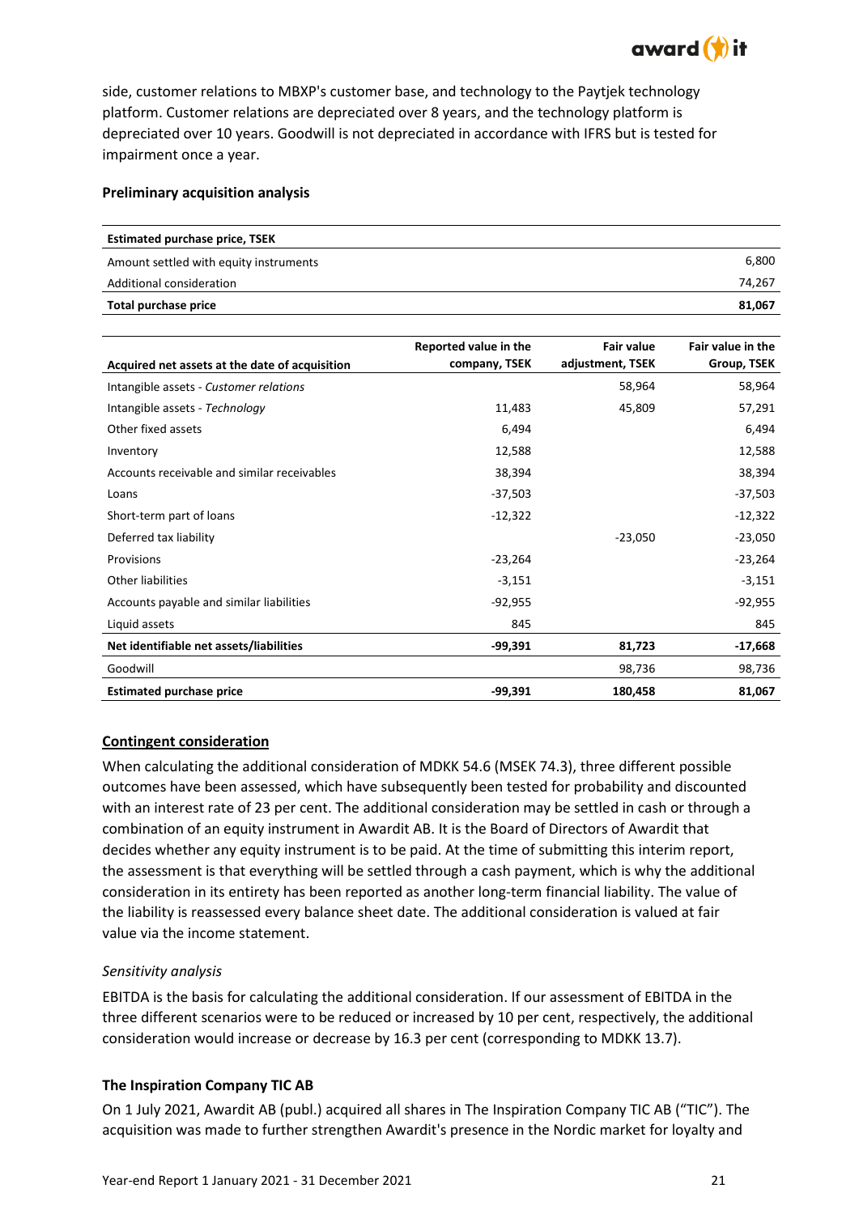side, customer relations to MBXP's customer base, and technology to the Paytjek technology platform. Customer relations are depreciated over 8 years, and the technology platform is depreciated over 10 years. Goodwill is not depreciated in accordance with IFRS but is tested for impairment once a year.

### Preliminary acquisition analysis

| **Estimated purchase price, TSEK** | |
|---|---|
| Amount settled with equity instruments | 6,800 |
| Additional consideration | 74,267 |
| **Total purchase price** | **81,067** |

| **Acquired net assets at the date of acquisition** | **Reported value in the company, TSEK** | **Fair value adjustment, TSEK** | **Fair value in the Group, TSEK** |
|---|---|---|---|
| Intangible assets - *Customer relations* | | 58,964 | 58,964 |
| Intangible assets - *Technology* | 11,483 | 45,809 | 57,291 |
| Other fixed assets | 6,494 | | 6,494 |
| Inventory | 12,588 | | 12,588 |
| Accounts receivable and similar receivables | 38,394 | | 38,394 |
| Loans | -37,503 | | -37,503 |
| Short-term part of loans | -12,322 | | -12,322 |
| Deferred tax liability | | -23,050 | -23,050 |
| Provisions | -23,264 | | -23,264 |
| Other liabilities | -3,151 | | -3,151 |
| Accounts payable and similar liabilities | -92,955 | | -92,955 |
| Liquid assets | 845 | | 845 |
| **Net identifiable net assets/liabilities** | **-99,391** | **81,723** | **-17,668** |
| Goodwill | | 98,736 | 98,736 |
| **Estimated purchase price** | **-99,391** | **180,458** | **81,067** |

### Contingent consideration

When calculating the additional consideration of MDKK 54.6 (MSEK 74.3), three different possible outcomes have been assessed, which have subsequently been tested for probability and discounted with an interest rate of 23 per cent. The additional consideration may be settled in cash or through a combination of an equity instrument in Awardit AB. It is the Board of Directors of Awardit that decides whether any equity instrument is to be paid. At the time of submitting this interim report, the assessment is that everything will be settled through a cash payment, which is why the additional consideration in its entirety has been reported as another long-term financial liability. The value of the liability is reassessed every balance sheet date. The additional consideration is valued at fair value via the income statement.

*Sensitivity analysis*

EBITDA is the basis for calculating the additional consideration. If our assessment of EBITDA in the three different scenarios were to be reduced or increased by 10 per cent, respectively, the additional consideration would increase or decrease by 16.3 per cent (corresponding to MDKK 13.7).

### The Inspiration Company TIC AB

On 1 July 2021, Awardit AB (publ.) acquired all shares in The Inspiration Company TIC AB ("TIC"). The acquisition was made to further strengthen Awardit's presence in the Nordic market for loyalty and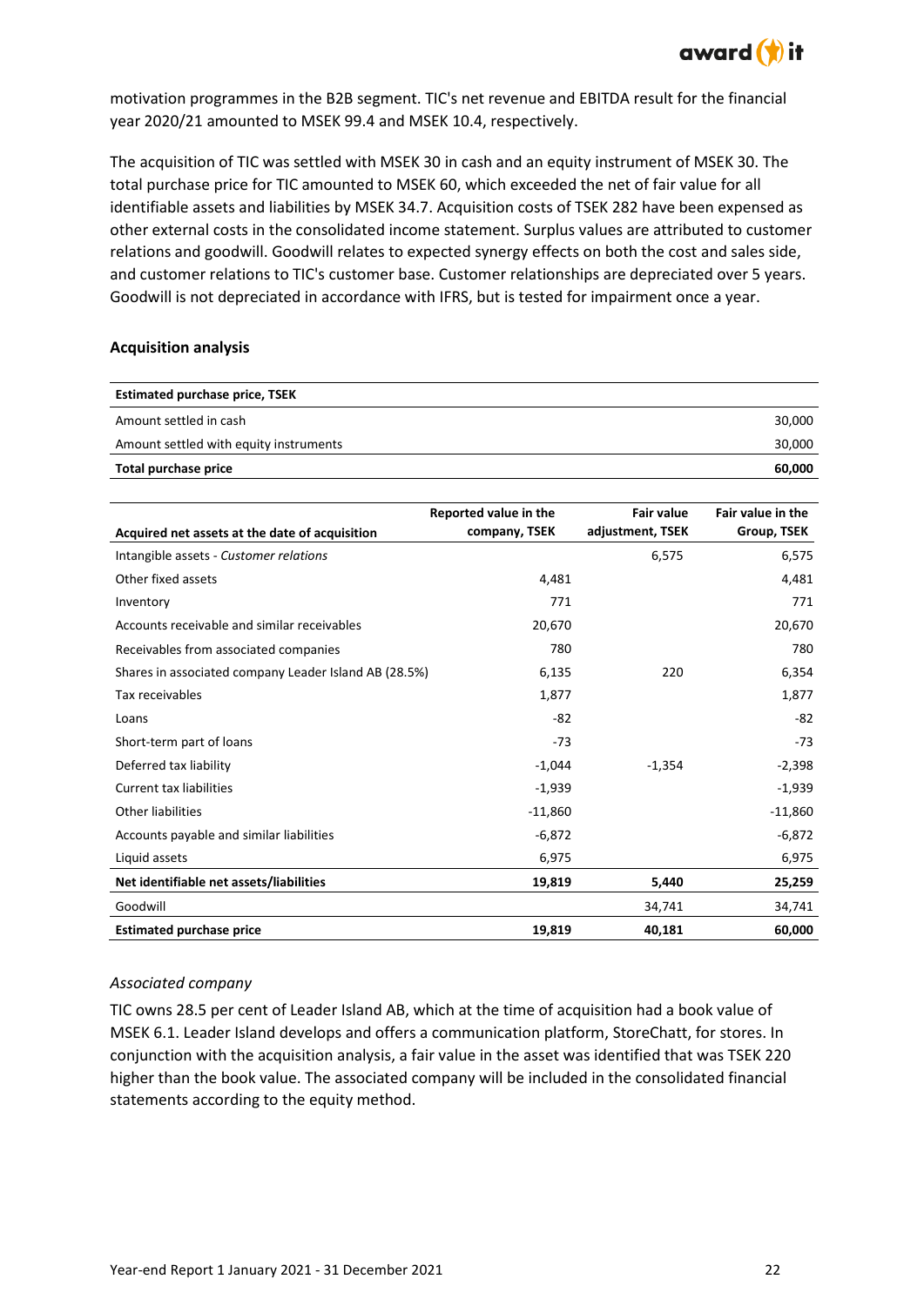motivation programmes in the B2B segment. TIC's net revenue and EBITDA result for the financial year 2020/21 amounted to MSEK 99.4 and MSEK 10.4, respectively.

The acquisition of TIC was settled with MSEK 30 in cash and an equity instrument of MSEK 30. The total purchase price for TIC amounted to MSEK 60, which exceeded the net of fair value for all identifiable assets and liabilities by MSEK 34.7. Acquisition costs of TSEK 282 have been expensed as other external costs in the consolidated income statement. Surplus values are attributed to customer relations and goodwill. Goodwill relates to expected synergy effects on both the cost and sales side, and customer relations to TIC's customer base. Customer relationships are depreciated over 5 years. Goodwill is not depreciated in accordance with IFRS, but is tested for impairment once a year.

### Acquisition analysis

| **Estimated purchase price, TSEK** | |
|---|---|
| Amount settled in cash | 30,000 |
| Amount settled with equity instruments | 30,000 |
| **Total purchase price** | **60,000** |

| Acquired net assets at the date of acquisition | Reported value in the company, TSEK | Fair value adjustment, TSEK | Fair value in the Group, TSEK |
|---|---|---|---|
| Intangible assets - *Customer relations* | | 6,575 | 6,575 |
| Other fixed assets | 4,481 | | 4,481 |
| Inventory | 771 | | 771 |
| Accounts receivable and similar receivables | 20,670 | | 20,670 |
| Receivables from associated companies | 780 | | 780 |
| Shares in associated company Leader Island AB (28.5%) | 6,135 | 220 | 6,354 |
| Tax receivables | 1,877 | | 1,877 |
| Loans | -82 | | -82 |
| Short-term part of loans | -73 | | -73 |
| Deferred tax liability | -1,044 | -1,354 | -2,398 |
| Current tax liabilities | -1,939 | | -1,939 |
| Other liabilities | -11,860 | | -11,860 |
| Accounts payable and similar liabilities | -6,872 | | -6,872 |
| Liquid assets | 6,975 | | 6,975 |
| **Net identifiable net assets/liabilities** | **19,819** | **5,440** | **25,259** |
| Goodwill | | 34,741 | 34,741 |
| **Estimated purchase price** | **19,819** | **40,181** | **60,000** |

*Associated company*

TIC owns 28.5 per cent of Leader Island AB, which at the time of acquisition had a book value of MSEK 6.1. Leader Island develops and offers a communication platform, StoreChatt, for stores. In conjunction with the acquisition analysis, a fair value in the asset was identified that was TSEK 220 higher than the book value. The associated company will be included in the consolidated financial statements according to the equity method.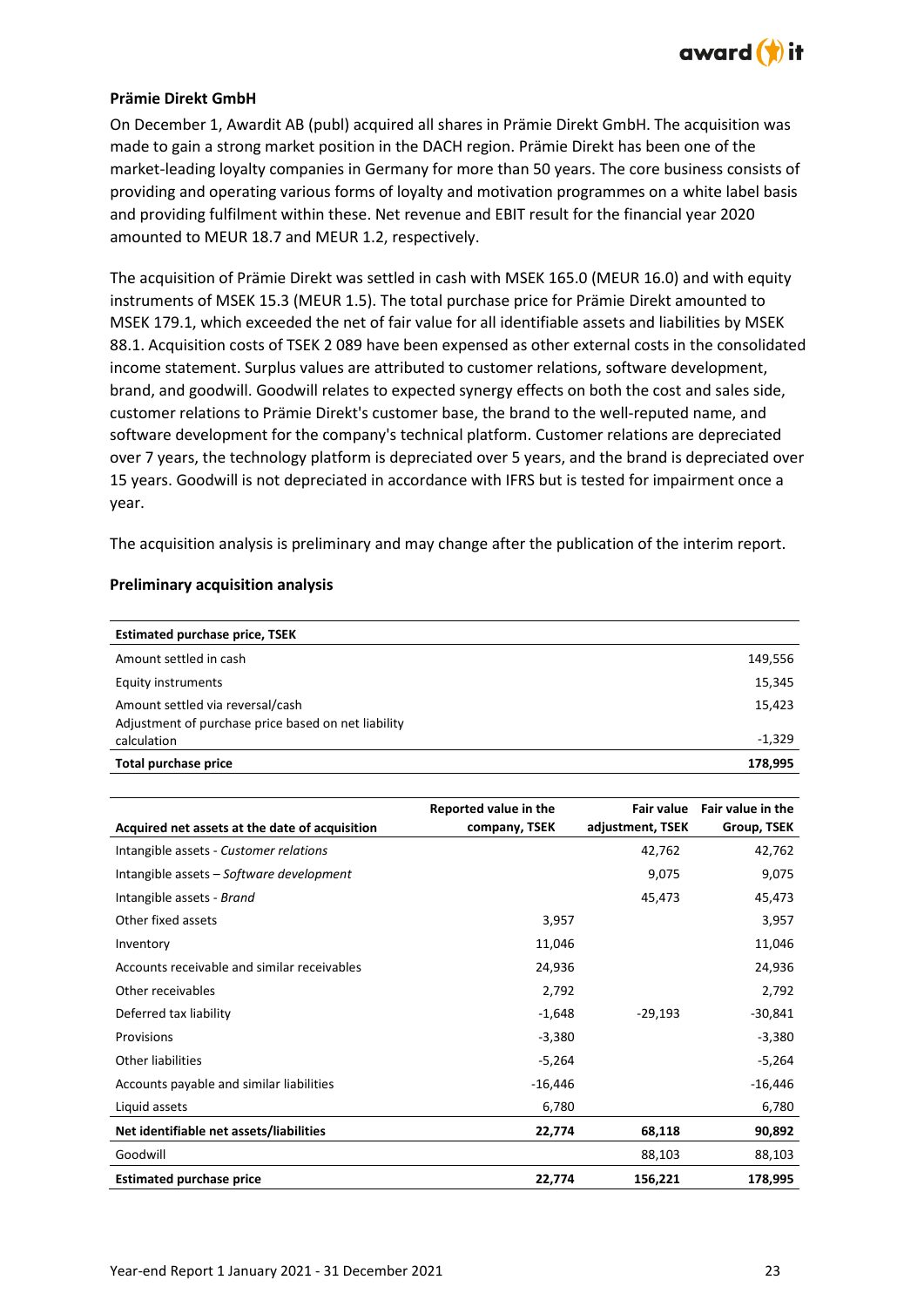### Prämie Direkt GmbH

On December 1, Awardit AB (publ) acquired all shares in Prämie Direkt GmbH. The acquisition was made to gain a strong market position in the DACH region. Prämie Direkt has been one of the market-leading loyalty companies in Germany for more than 50 years. The core business consists of providing and operating various forms of loyalty and motivation programmes on a white label basis and providing fulfilment within these. Net revenue and EBIT result for the financial year 2020 amounted to MEUR 18.7 and MEUR 1.2, respectively.

The acquisition of Prämie Direkt was settled in cash with MSEK 165.0 (MEUR 16.0) and with equity instruments of MSEK 15.3 (MEUR 1.5). The total purchase price for Prämie Direkt amounted to MSEK 179.1, which exceeded the net of fair value for all identifiable assets and liabilities by MSEK 88.1. Acquisition costs of TSEK 2 089 have been expensed as other external costs in the consolidated income statement. Surplus values are attributed to customer relations, software development, brand, and goodwill. Goodwill relates to expected synergy effects on both the cost and sales side, customer relations to Prämie Direkt's customer base, the brand to the well-reputed name, and software development for the company's technical platform. Customer relations are depreciated over 7 years, the technology platform is depreciated over 5 years, and the brand is depreciated over 15 years. Goodwill is not depreciated in accordance with IFRS but is tested for impairment once a year.

The acquisition analysis is preliminary and may change after the publication of the interim report.

### Preliminary acquisition analysis

| Estimated purchase price, TSEK | |
|---|---|
| Amount settled in cash | 149,556 |
| Equity instruments | 15,345 |
| Amount settled via reversal/cash | 15,423 |
| Adjustment of purchase price based on net liability calculation | -1,329 |
| **Total purchase price** | **178,995** |

| Acquired net assets at the date of acquisition | Reported value in the company, TSEK | Fair value adjustment, TSEK | Fair value in the Group, TSEK |
|---|---|---|---|
| Intangible assets - *Customer relations* | | 42,762 | 42,762 |
| Intangible assets – *Software development* | | 9,075 | 9,075 |
| Intangible assets - *Brand* | | 45,473 | 45,473 |
| Other fixed assets | 3,957 | | 3,957 |
| Inventory | 11,046 | | 11,046 |
| Accounts receivable and similar receivables | 24,936 | | 24,936 |
| Other receivables | 2,792 | | 2,792 |
| Deferred tax liability | -1,648 | -29,193 | -30,841 |
| Provisions | -3,380 | | -3,380 |
| Other liabilities | -5,264 | | -5,264 |
| Accounts payable and similar liabilities | -16,446 | | -16,446 |
| Liquid assets | 6,780 | | 6,780 |
| **Net identifiable net assets/liabilities** | **22,774** | **68,118** | **90,892** |
| Goodwill | | 88,103 | 88,103 |
| **Estimated purchase price** | **22,774** | **156,221** | **178,995** |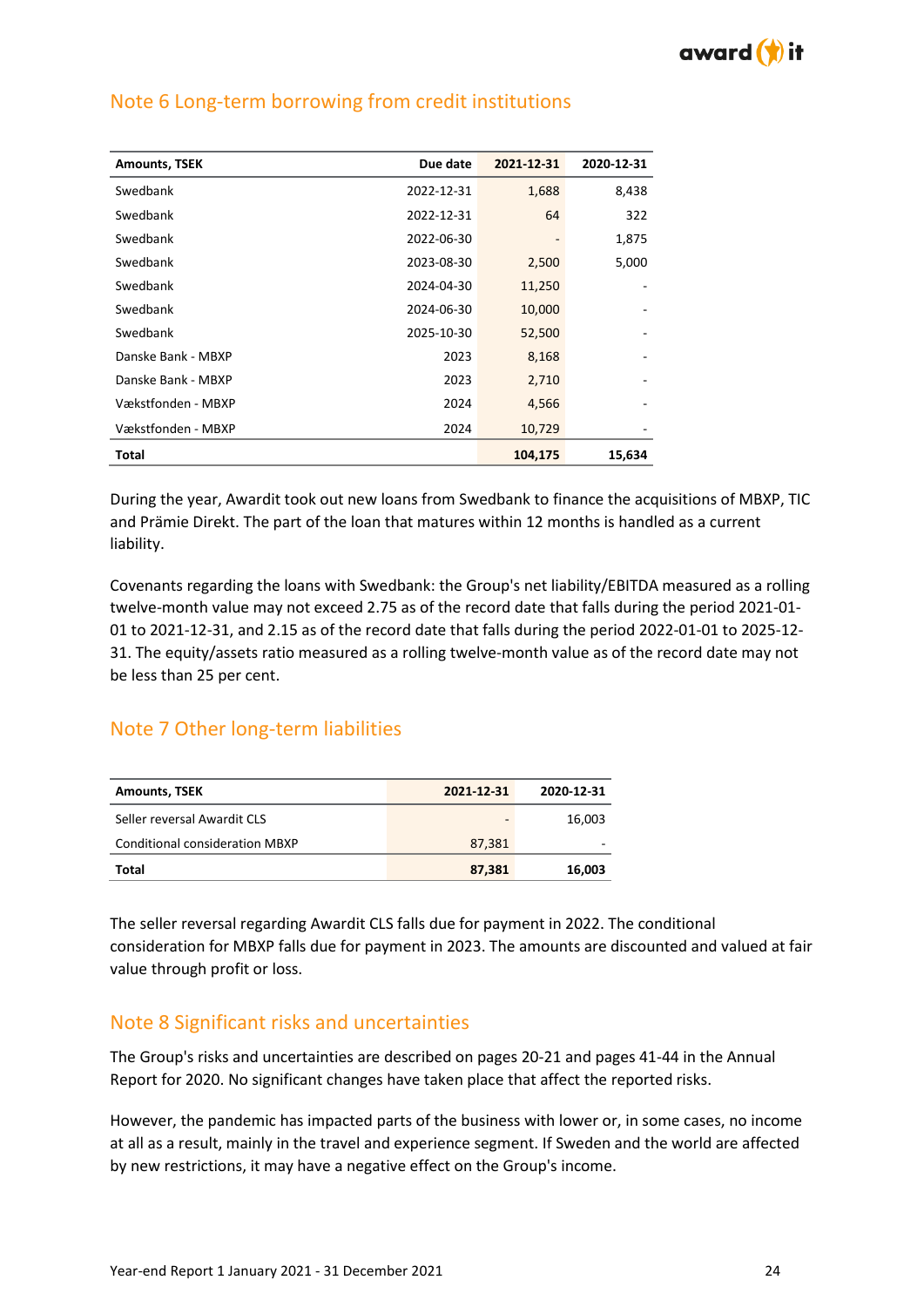## Note 6 Long-term borrowing from credit institutions

| Amounts, TSEK | Due date | 2021-12-31 | 2020-12-31 |
|---|---|---|---|
| Swedbank | 2022-12-31 | 1,688 | 8,438 |
| Swedbank | 2022-12-31 | 64 | 322 |
| Swedbank | 2022-06-30 | - | 1,875 |
| Swedbank | 2023-08-30 | 2,500 | 5,000 |
| Swedbank | 2024-04-30 | 11,250 | - |
| Swedbank | 2024-06-30 | 10,000 | - |
| Swedbank | 2025-10-30 | 52,500 | - |
| Danske Bank - MBXP | 2023 | 8,168 | - |
| Danske Bank - MBXP | 2023 | 2,710 | - |
| Vækstfonden - MBXP | 2024 | 4,566 | - |
| Vækstfonden - MBXP | 2024 | 10,729 | - |
| **Total** | | **104,175** | **15,634** |

During the year, Awardit took out new loans from Swedbank to finance the acquisitions of MBXP, TIC and Prämie Direkt. The part of the loan that matures within 12 months is handled as a current liability.

Covenants regarding the loans with Swedbank: the Group's net liability/EBITDA measured as a rolling twelve-month value may not exceed 2.75 as of the record date that falls during the period 2021-01-01 to 2021-12-31, and 2.15 as of the record date that falls during the period 2022-01-01 to 2025-12-31. The equity/assets ratio measured as a rolling twelve-month value as of the record date may not be less than 25 per cent.

## Note 7 Other long-term liabilities

| Amounts, TSEK | 2021-12-31 | 2020-12-31 |
|---|---|---|
| Seller reversal Awardit CLS | - | 16,003 |
| Conditional consideration MBXP | 87,381 | - |
| **Total** | **87,381** | **16,003** |

The seller reversal regarding Awardit CLS falls due for payment in 2022. The conditional consideration for MBXP falls due for payment in 2023. The amounts are discounted and valued at fair value through profit or loss.

## Note 8 Significant risks and uncertainties

The Group's risks and uncertainties are described on pages 20-21 and pages 41-44 in the Annual Report for 2020. No significant changes have taken place that affect the reported risks.

However, the pandemic has impacted parts of the business with lower or, in some cases, no income at all as a result, mainly in the travel and experience segment. If Sweden and the world are affected by new restrictions, it may have a negative effect on the Group's income.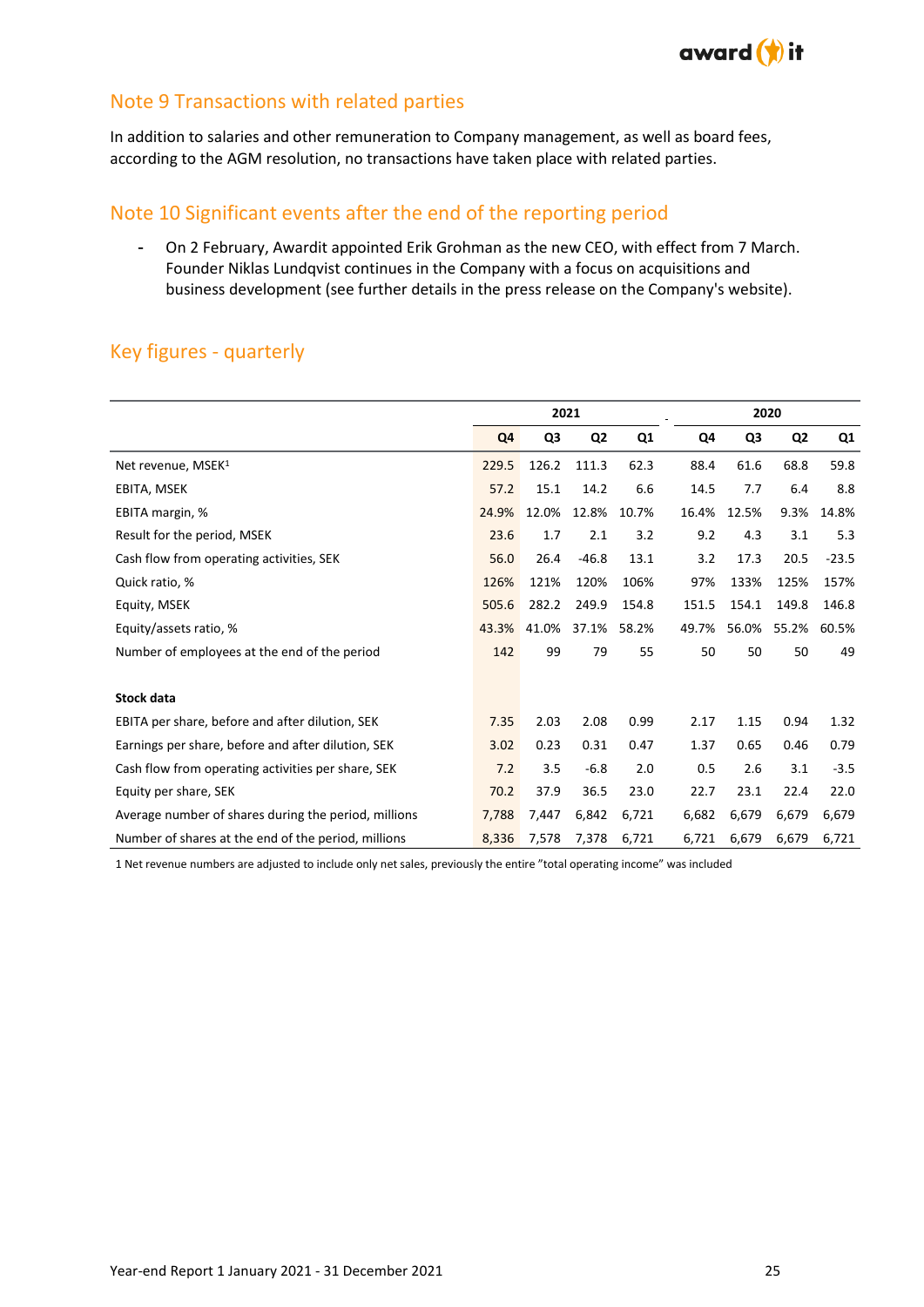## Note 9 Transactions with related parties

In addition to salaries and other remuneration to Company management, as well as board fees, according to the AGM resolution, no transactions have taken place with related parties.

## Note 10 Significant events after the end of the reporting period

- On 2 February, Awardit appointed Erik Grohman as the new CEO, with effect from 7 March. Founder Niklas Lundqvist continues in the Company with a focus on acquisitions and business development (see further details in the press release on the Company's website).

## Key figures - quarterly

| | 2021 | | | | 2020 | | | |
|---|---|---|---|---|---|---|---|---|
| | Q4 | Q3 | Q2 | Q1 | Q4 | Q3 | Q2 | Q1 |
| Net revenue, MSEK[1] | 229.5 | 126.2 | 111.3 | 62.3 | 88.4 | 61.6 | 68.8 | 59.8 |
| EBITA, MSEK | 57.2 | 15.1 | 14.2 | 6.6 | 14.5 | 7.7 | 6.4 | 8.8 |
| EBITA margin, % | 24.9% | 12.0% | 12.8% | 10.7% | 16.4% | 12.5% | 9.3% | 14.8% |
| Result for the period, MSEK | 23.6 | 1.7 | 2.1 | 3.2 | 9.2 | 4.3 | 3.1 | 5.3 |
| Cash flow from operating activities, SEK | 56.0 | 26.4 | -46.8 | 13.1 | 3.2 | 17.3 | 20.5 | -23.5 |
| Quick ratio, % | 126% | 121% | 120% | 106% | 97% | 133% | 125% | 157% |
| Equity, MSEK | 505.6 | 282.2 | 249.9 | 154.8 | 151.5 | 154.1 | 149.8 | 146.8 |
| Equity/assets ratio, % | 43.3% | 41.0% | 37.1% | 58.2% | 49.7% | 56.0% | 55.2% | 60.5% |
| Number of employees at the end of the period | 142 | 99 | 79 | 55 | 50 | 50 | 50 | 49 |
| | | | | | | | | |
| **Stock data** | | | | | | | | |
| EBITA per share, before and after dilution, SEK | 7.35 | 2.03 | 2.08 | 0.99 | 2.17 | 1.15 | 0.94 | 1.32 |
| Earnings per share, before and after dilution, SEK | 3.02 | 0.23 | 0.31 | 0.47 | 1.37 | 0.65 | 0.46 | 0.79 |
| Cash flow from operating activities per share, SEK | 7.2 | 3.5 | -6.8 | 2.0 | 0.5 | 2.6 | 3.1 | -3.5 |
| Equity per share, SEK | 70.2 | 37.9 | 36.5 | 23.0 | 22.7 | 23.1 | 22.4 | 22.0 |
| Average number of shares during the period, millions | 7,788 | 7,447 | 6,842 | 6,721 | 6,682 | 6,679 | 6,679 | 6,679 |
| Number of shares at the end of the period, millions | 8,336 | 7,578 | 7,378 | 6,721 | 6,721 | 6,679 | 6,679 | 6,721 |

1 Net revenue numbers are adjusted to include only net sales, previously the entire "total operating income" was included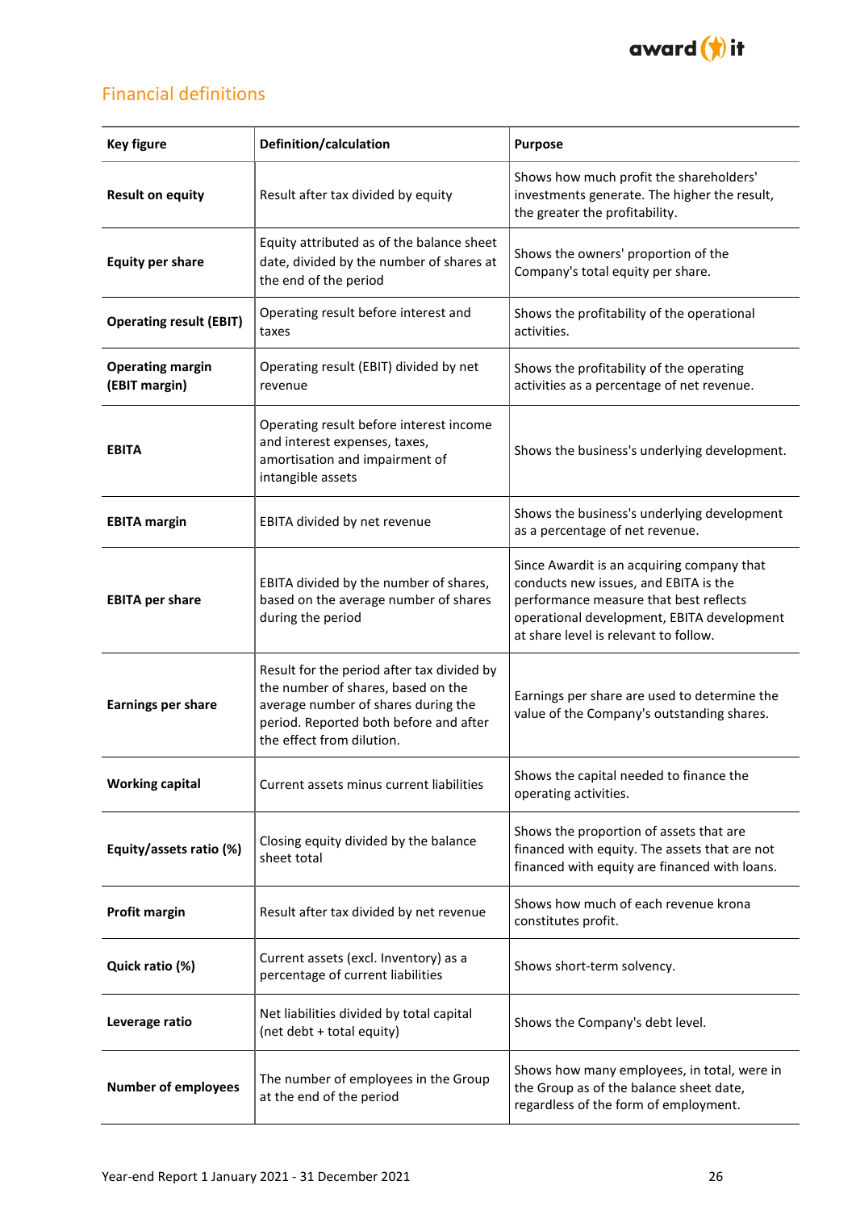## Financial definitions

| Key figure | Definition/calculation | Purpose |
|---|---|---|
| **Result on equity** | Result after tax divided by equity | Shows how much profit the shareholders' investments generate. The higher the result, the greater the profitability. |
| **Equity per share** | Equity attributed as of the balance sheet date, divided by the number of shares at the end of the period | Shows the owners' proportion of the Company's total equity per share. |
| **Operating result (EBIT)** | Operating result before interest and taxes | Shows the profitability of the operational activities. |
| **Operating margin (EBIT margin)** | Operating result (EBIT) divided by net revenue | Shows the profitability of the operating activities as a percentage of net revenue. |
| **EBITA** | Operating result before interest income and interest expenses, taxes, amortisation and impairment of intangible assets | Shows the business's underlying development. |
| **EBITA margin** | EBITA divided by net revenue | Shows the business's underlying development as a percentage of net revenue. |
| **EBITA per share** | EBITA divided by the number of shares, based on the average number of shares during the period | Since Awardit is an acquiring company that conducts new issues, and EBITA is the performance measure that best reflects operational development, EBITA development at share level is relevant to follow. |
| **Earnings per share** | Result for the period after tax divided by the number of shares, based on the average number of shares during the period. Reported both before and after the effect from dilution. | Earnings per share are used to determine the value of the Company's outstanding shares. |
| **Working capital** | Current assets minus current liabilities | Shows the capital needed to finance the operating activities. |
| **Equity/assets ratio (%)** | Closing equity divided by the balance sheet total | Shows the proportion of assets that are financed with equity. The assets that are not financed with equity are financed with loans. |
| **Profit margin** | Result after tax divided by net revenue | Shows how much of each revenue krona constitutes profit. |
| **Quick ratio (%)** | Current assets (excl. Inventory) as a percentage of current liabilities | Shows short-term solvency. |
| **Leverage ratio** | Net liabilities divided by total capital (net debt + total equity) | Shows the Company's debt level. |
| **Number of employees** | The number of employees in the Group at the end of the period | Shows how many employees, in total, were in the Group as of the balance sheet date, regardless of the form of employment. |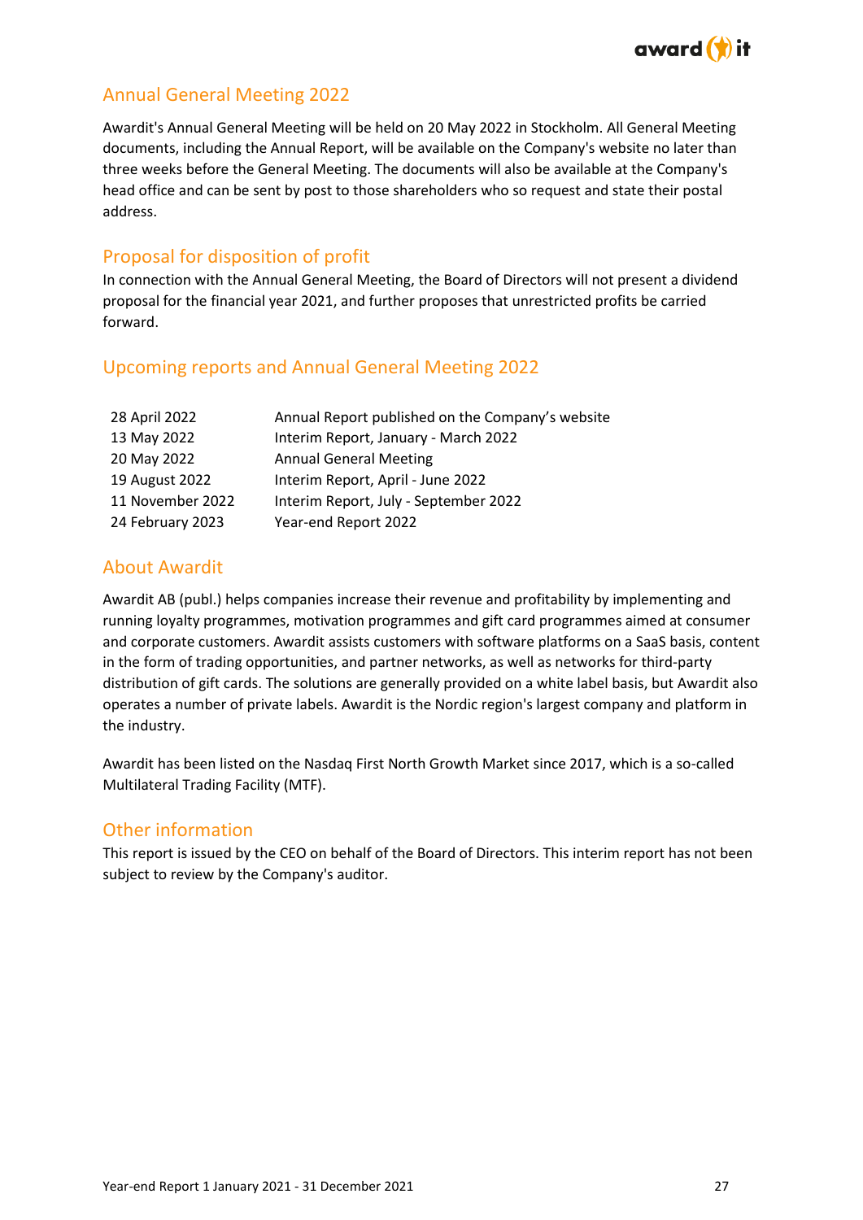## Annual General Meeting 2022

Awardit's Annual General Meeting will be held on 20 May 2022 in Stockholm. All General Meeting documents, including the Annual Report, will be available on the Company's website no later than three weeks before the General Meeting. The documents will also be available at the Company's head office and can be sent by post to those shareholders who so request and state their postal address.

## Proposal for disposition of profit

In connection with the Annual General Meeting, the Board of Directors will not present a dividend proposal for the financial year 2021, and further proposes that unrestricted profits be carried forward.

## Upcoming reports and Annual General Meeting 2022

| | |
|---|---|
| 28 April 2022 | Annual Report published on the Company's website |
| 13 May 2022 | Interim Report, January - March 2022 |
| 20 May 2022 | Annual General Meeting |
| 19 August 2022 | Interim Report, April - June 2022 |
| 11 November 2022 | Interim Report, July - September 2022 |
| 24 February 2023 | Year-end Report 2022 |

## About Awardit

Awardit AB (publ.) helps companies increase their revenue and profitability by implementing and running loyalty programmes, motivation programmes and gift card programmes aimed at consumer and corporate customers. Awardit assists customers with software platforms on a SaaS basis, content in the form of trading opportunities, and partner networks, as well as networks for third-party distribution of gift cards. The solutions are generally provided on a white label basis, but Awardit also operates a number of private labels. Awardit is the Nordic region's largest company and platform in the industry.

Awardit has been listed on the Nasdaq First North Growth Market since 2017, which is a so-called Multilateral Trading Facility (MTF).

## Other information

This report is issued by the CEO on behalf of the Board of Directors. This interim report has not been subject to review by the Company's auditor.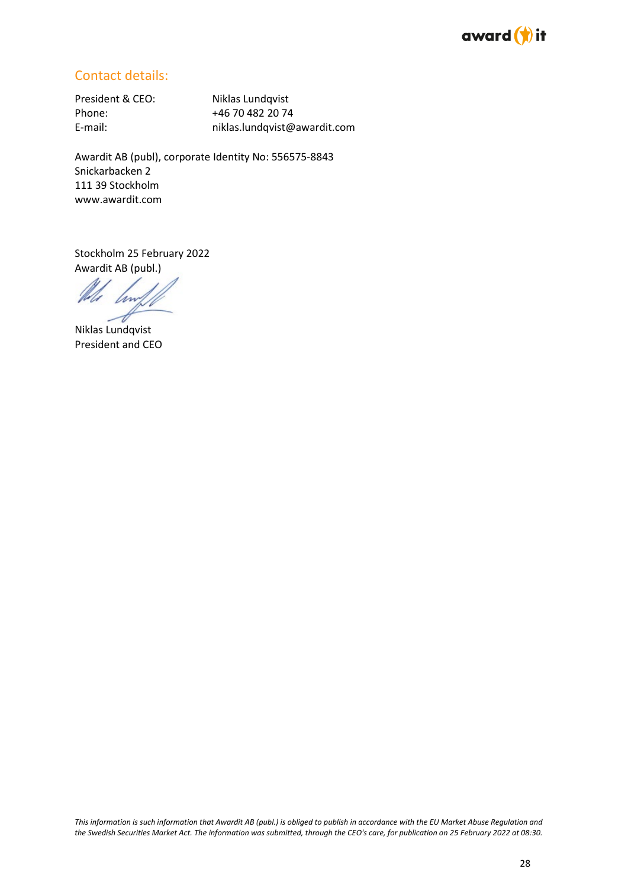## Contact details:

President & CEO: Niklas Lundqvist
Phone: +46 70 482 20 74
E-mail: niklas.lundqvist@awardit.com

Awardit AB (publ), corporate Identity No: 556575-8843
Snickarbacken 2
111 39 Stockholm
www.awardit.com

Stockholm 25 February 2022
Awardit AB (publ.)

Niklas Lundqvist
President and CEO

*This information is such information that Awardit AB (publ.) is obliged to publish in accordance with the EU Market Abuse Regulation and the Swedish Securities Market Act. The information was submitted, through the CEO's care, for publication on 25 February 2022 at 08:30.*